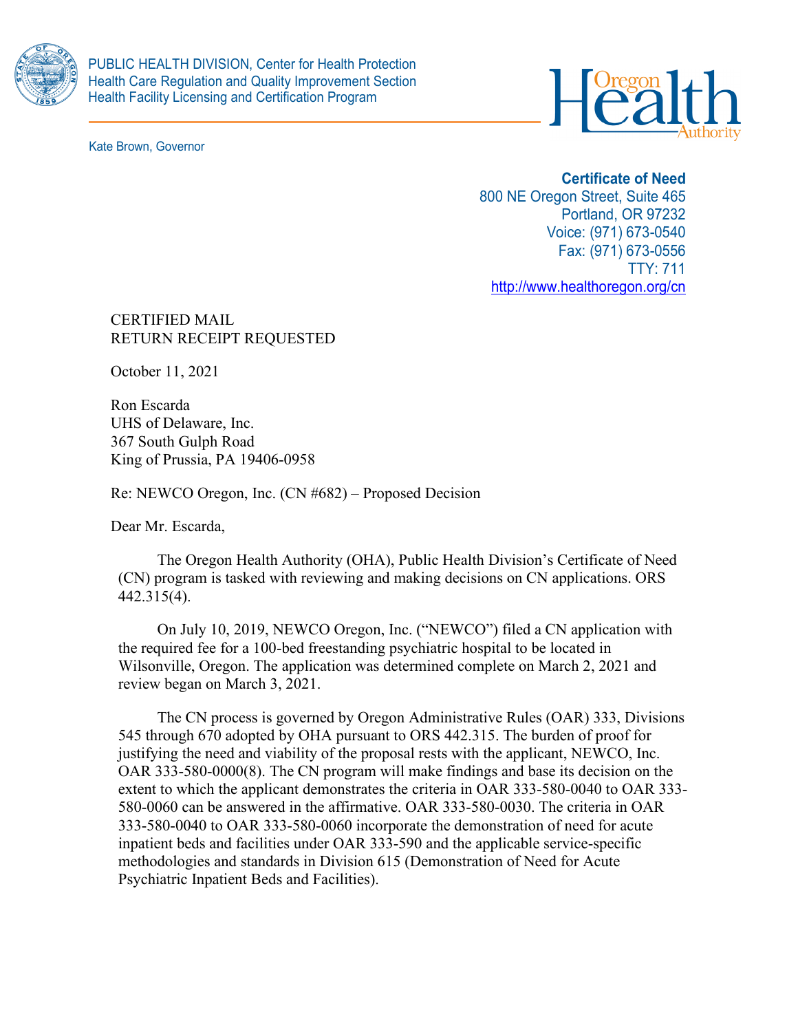PUBLIC HEALTH DIVISION, Center for Health Protection
Health Care Regulation and Quality Improvement Section
Health Facility Licensing and Certification Program

Kate Brown, Governor

Oregon Health Authority

**Certificate of Need**
800 NE Oregon Street, Suite 465
Portland, OR 97232
Voice: (971) 673-0540
Fax: (971) 673-0556
TTY: 711
http://www.healthoregon.org/cn

CERTIFIED MAIL
RETURN RECEIPT REQUESTED

October 11, 2021

Ron Escarda
UHS of Delaware, Inc.
367 South Gulph Road
King of Prussia, PA 19406-0958

Re: NEWCO Oregon, Inc. (CN #682) – Proposed Decision

Dear Mr. Escarda,

The Oregon Health Authority (OHA), Public Health Division's Certificate of Need (CN) program is tasked with reviewing and making decisions on CN applications. ORS 442.315(4).

On July 10, 2019, NEWCO Oregon, Inc. ("NEWCO") filed a CN application with the required fee for a 100-bed freestanding psychiatric hospital to be located in Wilsonville, Oregon. The application was determined complete on March 2, 2021 and review began on March 3, 2021.

The CN process is governed by Oregon Administrative Rules (OAR) 333, Divisions 545 through 670 adopted by OHA pursuant to ORS 442.315. The burden of proof for justifying the need and viability of the proposal rests with the applicant, NEWCO, Inc. OAR 333-580-0000(8). The CN program will make findings and base its decision on the extent to which the applicant demonstrates the criteria in OAR 333-580-0040 to OAR 333-580-0060 can be answered in the affirmative. OAR 333-580-0030. The criteria in OAR 333-580-0040 to OAR 333-580-0060 incorporate the demonstration of need for acute inpatient beds and facilities under OAR 333-590 and the applicable service-specific methodologies and standards in Division 615 (Demonstration of Need for Acute Psychiatric Inpatient Beds and Facilities).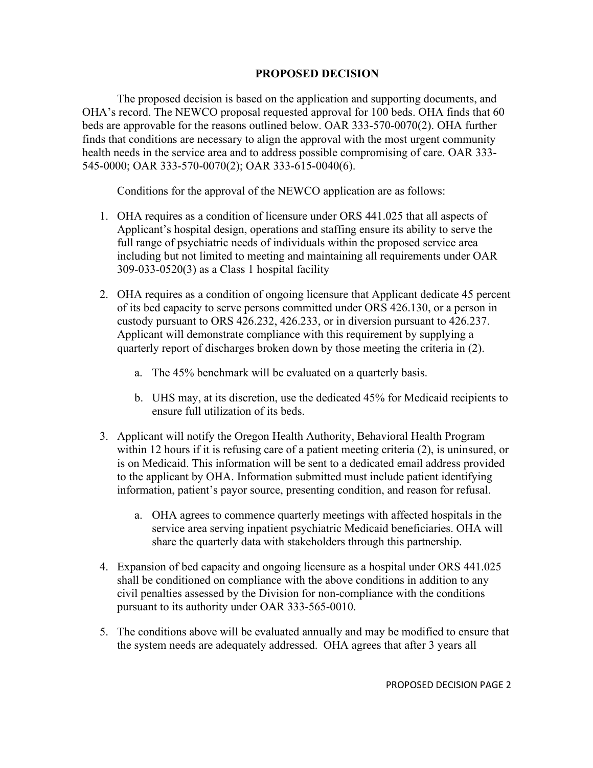## PROPOSED DECISION

The proposed decision is based on the application and supporting documents, and OHA's record. The NEWCO proposal requested approval for 100 beds. OHA finds that 60 beds are approvable for the reasons outlined below. OAR 333-570-0070(2). OHA further finds that conditions are necessary to align the approval with the most urgent community health needs in the service area and to address possible compromising of care. OAR 333-545-0000; OAR 333-570-0070(2); OAR 333-615-0040(6).

Conditions for the approval of the NEWCO application are as follows:

1. OHA requires as a condition of licensure under ORS 441.025 that all aspects of Applicant's hospital design, operations and staffing ensure its ability to serve the full range of psychiatric needs of individuals within the proposed service area including but not limited to meeting and maintaining all requirements under OAR 309-033-0520(3) as a Class 1 hospital facility

2. OHA requires as a condition of ongoing licensure that Applicant dedicate 45 percent of its bed capacity to serve persons committed under ORS 426.130, or a person in custody pursuant to ORS 426.232, 426.233, or in diversion pursuant to 426.237. Applicant will demonstrate compliance with this requirement by supplying a quarterly report of discharges broken down by those meeting the criteria in (2).

   a. The 45% benchmark will be evaluated on a quarterly basis.

   b. UHS may, at its discretion, use the dedicated 45% for Medicaid recipients to ensure full utilization of its beds.

3. Applicant will notify the Oregon Health Authority, Behavioral Health Program within 12 hours if it is refusing care of a patient meeting criteria (2), is uninsured, or is on Medicaid. This information will be sent to a dedicated email address provided to the applicant by OHA. Information submitted must include patient identifying information, patient's payor source, presenting condition, and reason for refusal.

   a. OHA agrees to commence quarterly meetings with affected hospitals in the service area serving inpatient psychiatric Medicaid beneficiaries. OHA will share the quarterly data with stakeholders through this partnership.

4. Expansion of bed capacity and ongoing licensure as a hospital under ORS 441.025 shall be conditioned on compliance with the above conditions in addition to any civil penalties assessed by the Division for non-compliance with the conditions pursuant to its authority under OAR 333-565-0010.

5. The conditions above will be evaluated annually and may be modified to ensure that the system needs are adequately addressed. OHA agrees that after 3 years all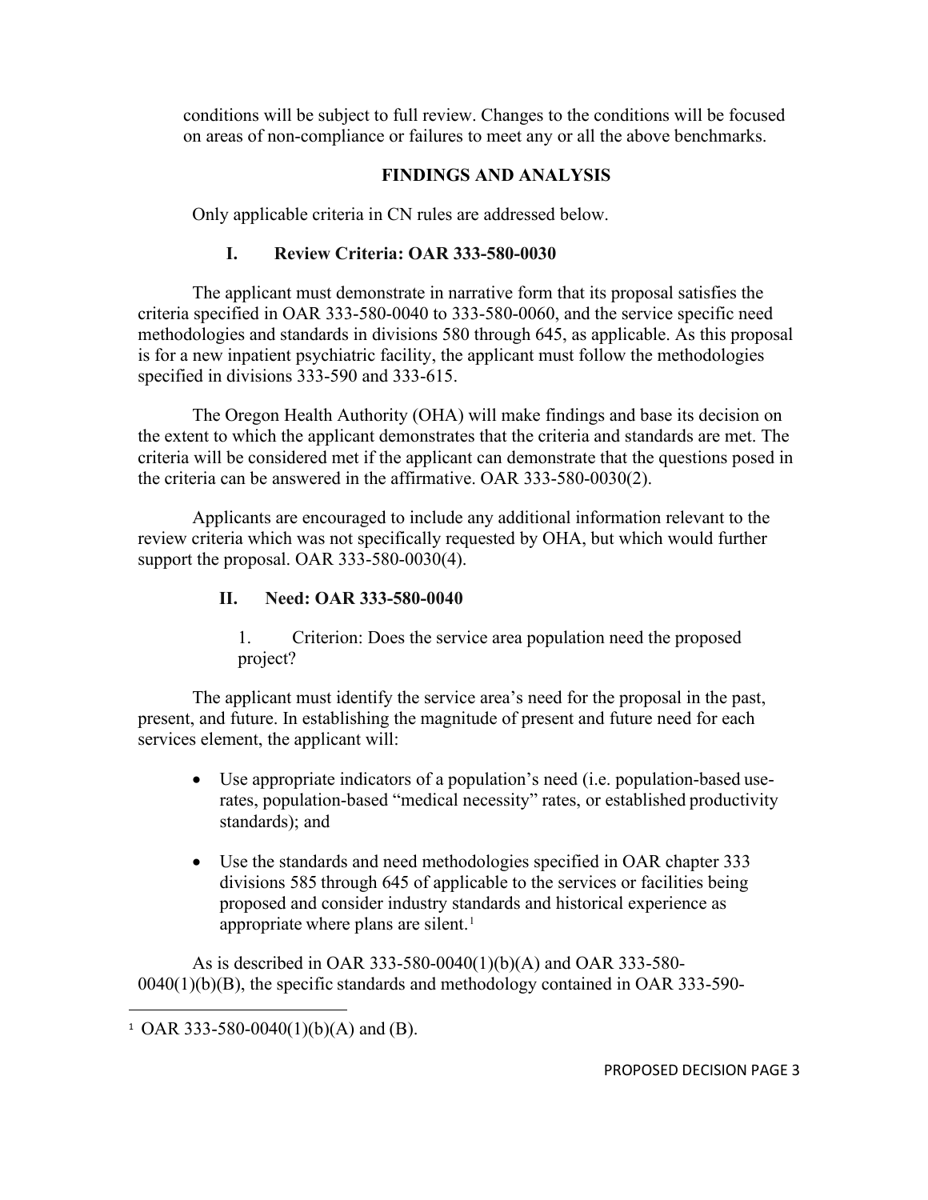conditions will be subject to full review. Changes to the conditions will be focused on areas of non-compliance or failures to meet any or all the above benchmarks.

## FINDINGS AND ANALYSIS

Only applicable criteria in CN rules are addressed below.

### I. Review Criteria: OAR 333-580-0030

The applicant must demonstrate in narrative form that its proposal satisfies the criteria specified in OAR 333-580-0040 to 333-580-0060, and the service specific need methodologies and standards in divisions 580 through 645, as applicable. As this proposal is for a new inpatient psychiatric facility, the applicant must follow the methodologies specified in divisions 333-590 and 333-615.

The Oregon Health Authority (OHA) will make findings and base its decision on the extent to which the applicant demonstrates that the criteria and standards are met. The criteria will be considered met if the applicant can demonstrate that the questions posed in the criteria can be answered in the affirmative. OAR 333-580-0030(2).

Applicants are encouraged to include any additional information relevant to the review criteria which was not specifically requested by OHA, but which would further support the proposal. OAR 333-580-0030(4).

### II. Need: OAR 333-580-0040

1. Criterion: Does the service area population need the proposed project?

The applicant must identify the service area's need for the proposal in the past, present, and future. In establishing the magnitude of present and future need for each services element, the applicant will:

- Use appropriate indicators of a population's need (i.e. population-based use-rates, population-based "medical necessity" rates, or established productivity standards); and
- Use the standards and need methodologies specified in OAR chapter 333 divisions 585 through 645 of applicable to the services or facilities being proposed and consider industry standards and historical experience as appropriate where plans are silent.[1]

As is described in OAR 333-580-0040(1)(b)(A) and OAR 333-580-0040(1)(b)(B), the specific standards and methodology contained in OAR 333-590-

[1] OAR 333-580-0040(1)(b)(A) and (B).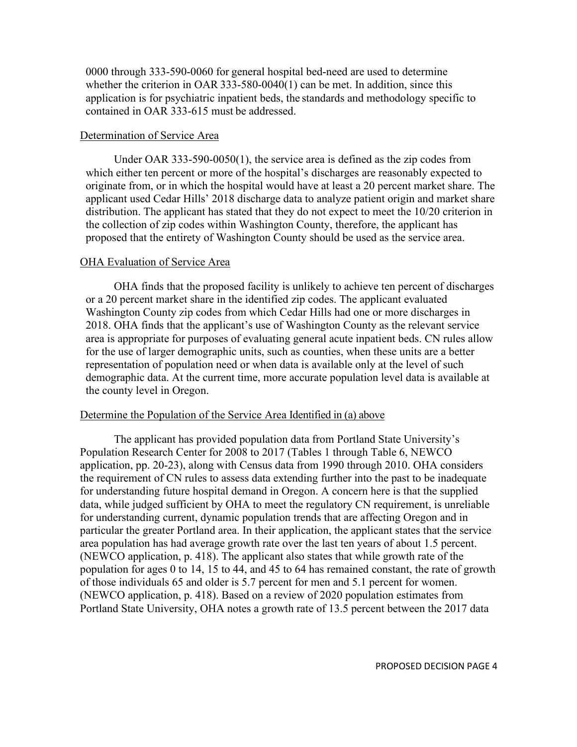0000 through 333-590-0060 for general hospital bed-need are used to determine whether the criterion in OAR 333-580-0040(1) can be met. In addition, since this application is for psychiatric inpatient beds, the standards and methodology specific to contained in OAR 333-615 must be addressed.

<u>Determination of Service Area</u>

Under OAR 333-590-0050(1), the service area is defined as the zip codes from which either ten percent or more of the hospital's discharges are reasonably expected to originate from, or in which the hospital would have at least a 20 percent market share. The applicant used Cedar Hills' 2018 discharge data to analyze patient origin and market share distribution. The applicant has stated that they do not expect to meet the 10/20 criterion in the collection of zip codes within Washington County, therefore, the applicant has proposed that the entirety of Washington County should be used as the service area.

<u>OHA Evaluation of Service Area</u>

OHA finds that the proposed facility is unlikely to achieve ten percent of discharges or a 20 percent market share in the identified zip codes. The applicant evaluated Washington County zip codes from which Cedar Hills had one or more discharges in 2018. OHA finds that the applicant's use of Washington County as the relevant service area is appropriate for purposes of evaluating general acute inpatient beds. CN rules allow for the use of larger demographic units, such as counties, when these units are a better representation of population need or when data is available only at the level of such demographic data. At the current time, more accurate population level data is available at the county level in Oregon.

<u>Determine the Population of the Service Area Identified in (a) above</u>

The applicant has provided population data from Portland State University's Population Research Center for 2008 to 2017 (Tables 1 through Table 6, NEWCO application, pp. 20-23), along with Census data from 1990 through 2010. OHA considers the requirement of CN rules to assess data extending further into the past to be inadequate for understanding future hospital demand in Oregon. A concern here is that the supplied data, while judged sufficient by OHA to meet the regulatory CN requirement, is unreliable for understanding current, dynamic population trends that are affecting Oregon and in particular the greater Portland area. In their application, the applicant states that the service area population has had average growth rate over the last ten years of about 1.5 percent. (NEWCO application, p. 418). The applicant also states that while growth rate of the population for ages 0 to 14, 15 to 44, and 45 to 64 has remained constant, the rate of growth of those individuals 65 and older is 5.7 percent for men and 5.1 percent for women. (NEWCO application, p. 418). Based on a review of 2020 population estimates from Portland State University, OHA notes a growth rate of 13.5 percent between the 2017 data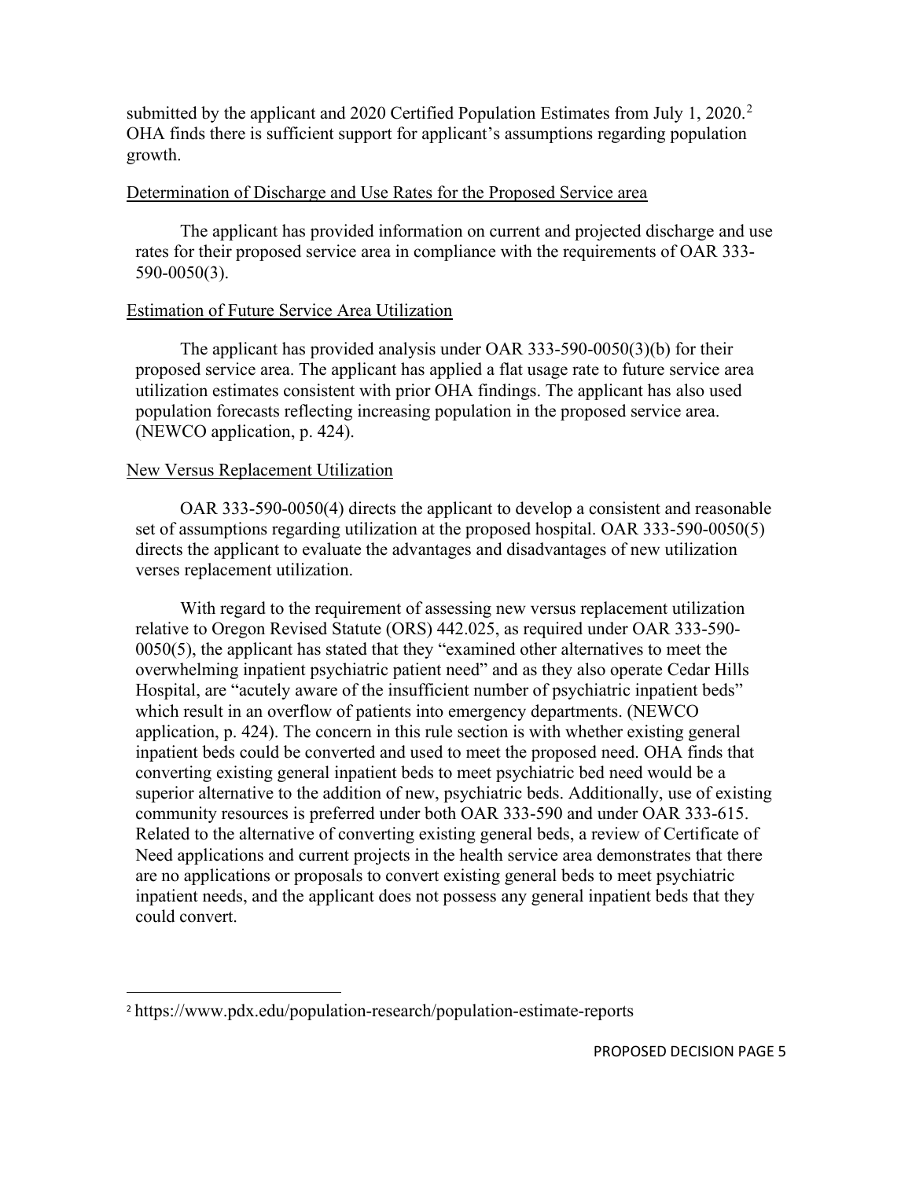submitted by the applicant and 2020 Certified Population Estimates from July 1, 2020.[2] OHA finds there is sufficient support for applicant's assumptions regarding population growth.

Determination of Discharge and Use Rates for the Proposed Service area

The applicant has provided information on current and projected discharge and use rates for their proposed service area in compliance with the requirements of OAR 333-590-0050(3).

Estimation of Future Service Area Utilization

The applicant has provided analysis under OAR 333-590-0050(3)(b) for their proposed service area. The applicant has applied a flat usage rate to future service area utilization estimates consistent with prior OHA findings. The applicant has also used population forecasts reflecting increasing population in the proposed service area. (NEWCO application, p. 424).

New Versus Replacement Utilization

OAR 333-590-0050(4) directs the applicant to develop a consistent and reasonable set of assumptions regarding utilization at the proposed hospital. OAR 333-590-0050(5) directs the applicant to evaluate the advantages and disadvantages of new utilization verses replacement utilization.

With regard to the requirement of assessing new versus replacement utilization relative to Oregon Revised Statute (ORS) 442.025, as required under OAR 333-590-0050(5), the applicant has stated that they "examined other alternatives to meet the overwhelming inpatient psychiatric patient need" and as they also operate Cedar Hills Hospital, are "acutely aware of the insufficient number of psychiatric inpatient beds" which result in an overflow of patients into emergency departments. (NEWCO application, p. 424). The concern in this rule section is with whether existing general inpatient beds could be converted and used to meet the proposed need. OHA finds that converting existing general inpatient beds to meet psychiatric bed need would be a superior alternative to the addition of new, psychiatric beds. Additionally, use of existing community resources is preferred under both OAR 333-590 and under OAR 333-615. Related to the alternative of converting existing general beds, a review of Certificate of Need applications and current projects in the health service area demonstrates that there are no applications or proposals to convert existing general beds to meet psychiatric inpatient needs, and the applicant does not possess any general inpatient beds that they could convert.

[2] https://www.pdx.edu/population-research/population-estimate-reports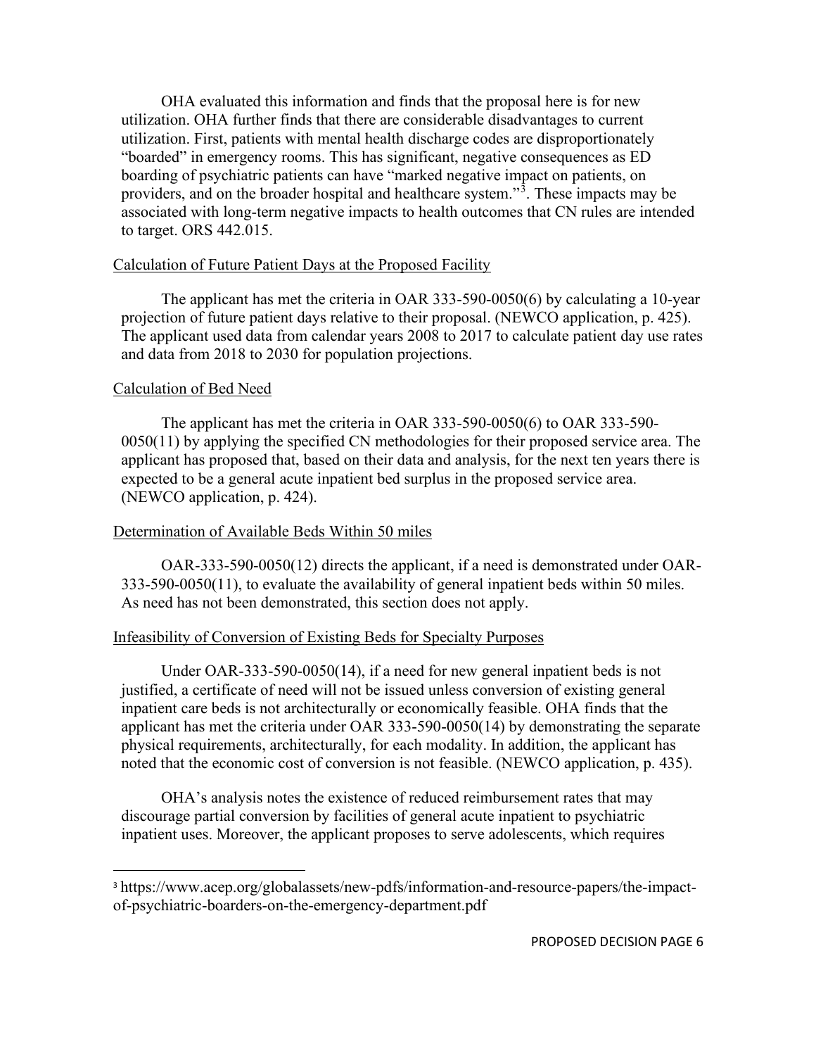OHA evaluated this information and finds that the proposal here is for new utilization. OHA further finds that there are considerable disadvantages to current utilization. First, patients with mental health discharge codes are disproportionately "boarded" in emergency rooms. This has significant, negative consequences as ED boarding of psychiatric patients can have "marked negative impact on patients, on providers, and on the broader hospital and healthcare system."[3]. These impacts may be associated with long-term negative impacts to health outcomes that CN rules are intended to target. ORS 442.015.

Calculation of Future Patient Days at the Proposed Facility

The applicant has met the criteria in OAR 333-590-0050(6) by calculating a 10-year projection of future patient days relative to their proposal. (NEWCO application, p. 425). The applicant used data from calendar years 2008 to 2017 to calculate patient day use rates and data from 2018 to 2030 for population projections.

Calculation of Bed Need

The applicant has met the criteria in OAR 333-590-0050(6) to OAR 333-590-0050(11) by applying the specified CN methodologies for their proposed service area. The applicant has proposed that, based on their data and analysis, for the next ten years there is expected to be a general acute inpatient bed surplus in the proposed service area. (NEWCO application, p. 424).

Determination of Available Beds Within 50 miles

OAR-333-590-0050(12) directs the applicant, if a need is demonstrated under OAR-333-590-0050(11), to evaluate the availability of general inpatient beds within 50 miles. As need has not been demonstrated, this section does not apply.

Infeasibility of Conversion of Existing Beds for Specialty Purposes

Under OAR-333-590-0050(14), if a need for new general inpatient beds is not justified, a certificate of need will not be issued unless conversion of existing general inpatient care beds is not architecturally or economically feasible. OHA finds that the applicant has met the criteria under OAR 333-590-0050(14) by demonstrating the separate physical requirements, architecturally, for each modality. In addition, the applicant has noted that the economic cost of conversion is not feasible. (NEWCO application, p. 435).

OHA's analysis notes the existence of reduced reimbursement rates that may discourage partial conversion by facilities of general acute inpatient to psychiatric inpatient uses. Moreover, the applicant proposes to serve adolescents, which requires

---

[3] https://www.acep.org/globalassets/new-pdfs/information-and-resource-papers/the-impact-of-psychiatric-boarders-on-the-emergency-department.pdf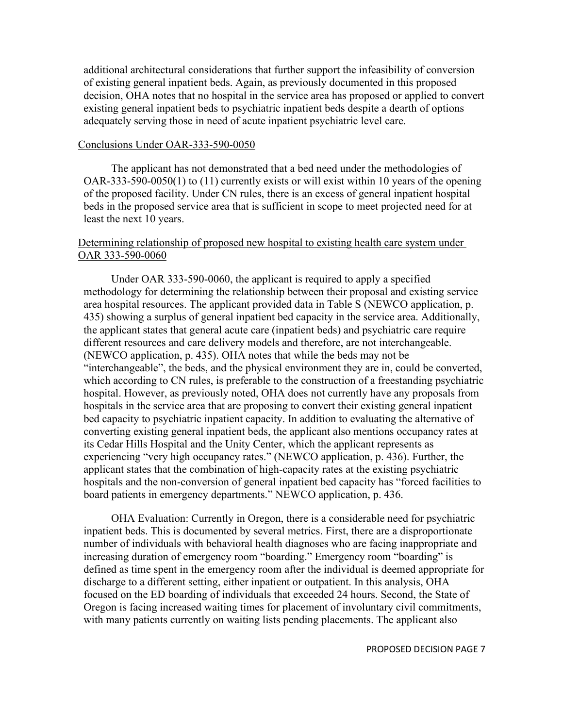additional architectural considerations that further support the infeasibility of conversion of existing general inpatient beds. Again, as previously documented in this proposed decision, OHA notes that no hospital in the service area has proposed or applied to convert existing general inpatient beds to psychiatric inpatient beds despite a dearth of options adequately serving those in need of acute inpatient psychiatric level care.

Conclusions Under OAR-333-590-0050

The applicant has not demonstrated that a bed need under the methodologies of OAR-333-590-0050(1) to (11) currently exists or will exist within 10 years of the opening of the proposed facility. Under CN rules, there is an excess of general inpatient hospital beds in the proposed service area that is sufficient in scope to meet projected need for at least the next 10 years.

Determining relationship of proposed new hospital to existing health care system under OAR 333-590-0060

Under OAR 333-590-0060, the applicant is required to apply a specified methodology for determining the relationship between their proposal and existing service area hospital resources. The applicant provided data in Table S (NEWCO application, p. 435) showing a surplus of general inpatient bed capacity in the service area. Additionally, the applicant states that general acute care (inpatient beds) and psychiatric care require different resources and care delivery models and therefore, are not interchangeable. (NEWCO application, p. 435). OHA notes that while the beds may not be "interchangeable", the beds, and the physical environment they are in, could be converted, which according to CN rules, is preferable to the construction of a freestanding psychiatric hospital. However, as previously noted, OHA does not currently have any proposals from hospitals in the service area that are proposing to convert their existing general inpatient bed capacity to psychiatric inpatient capacity. In addition to evaluating the alternative of converting existing general inpatient beds, the applicant also mentions occupancy rates at its Cedar Hills Hospital and the Unity Center, which the applicant represents as experiencing "very high occupancy rates." (NEWCO application, p. 436). Further, the applicant states that the combination of high-capacity rates at the existing psychiatric hospitals and the non-conversion of general inpatient bed capacity has "forced facilities to board patients in emergency departments." NEWCO application, p. 436.

OHA Evaluation: Currently in Oregon, there is a considerable need for psychiatric inpatient beds. This is documented by several metrics. First, there are a disproportionate number of individuals with behavioral health diagnoses who are facing inappropriate and increasing duration of emergency room "boarding." Emergency room "boarding" is defined as time spent in the emergency room after the individual is deemed appropriate for discharge to a different setting, either inpatient or outpatient. In this analysis, OHA focused on the ED boarding of individuals that exceeded 24 hours. Second, the State of Oregon is facing increased waiting times for placement of involuntary civil commitments, with many patients currently on waiting lists pending placements. The applicant also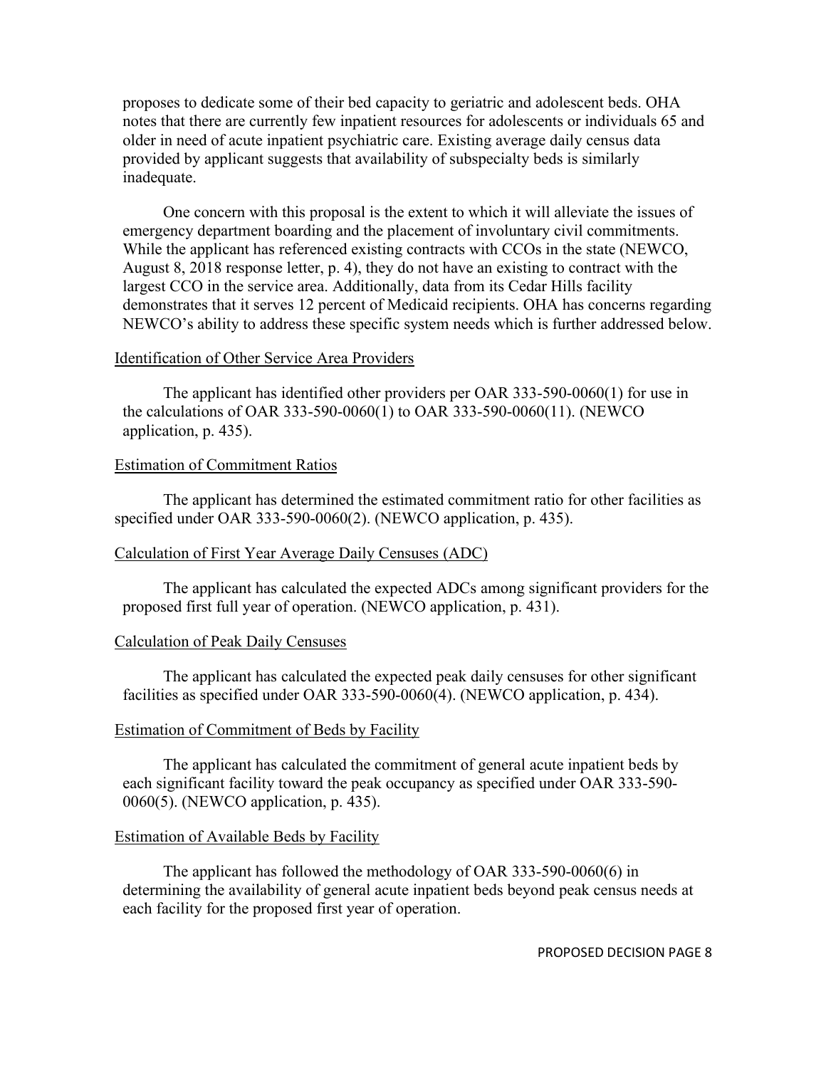proposes to dedicate some of their bed capacity to geriatric and adolescent beds. OHA notes that there are currently few inpatient resources for adolescents or individuals 65 and older in need of acute inpatient psychiatric care. Existing average daily census data provided by applicant suggests that availability of subspecialty beds is similarly inadequate.

One concern with this proposal is the extent to which it will alleviate the issues of emergency department boarding and the placement of involuntary civil commitments. While the applicant has referenced existing contracts with CCOs in the state (NEWCO, August 8, 2018 response letter, p. 4), they do not have an existing to contract with the largest CCO in the service area. Additionally, data from its Cedar Hills facility demonstrates that it serves 12 percent of Medicaid recipients. OHA has concerns regarding NEWCO's ability to address these specific system needs which is further addressed below.

Identification of Other Service Area Providers

The applicant has identified other providers per OAR 333-590-0060(1) for use in the calculations of OAR 333-590-0060(1) to OAR 333-590-0060(11). (NEWCO application, p. 435).

Estimation of Commitment Ratios

The applicant has determined the estimated commitment ratio for other facilities as specified under OAR 333-590-0060(2). (NEWCO application, p. 435).

Calculation of First Year Average Daily Censuses (ADC)

The applicant has calculated the expected ADCs among significant providers for the proposed first full year of operation. (NEWCO application, p. 431).

Calculation of Peak Daily Censuses

The applicant has calculated the expected peak daily censuses for other significant facilities as specified under OAR 333-590-0060(4). (NEWCO application, p. 434).

Estimation of Commitment of Beds by Facility

The applicant has calculated the commitment of general acute inpatient beds by each significant facility toward the peak occupancy as specified under OAR 333-590-0060(5). (NEWCO application, p. 435).

Estimation of Available Beds by Facility

The applicant has followed the methodology of OAR 333-590-0060(6) in determining the availability of general acute inpatient beds beyond peak census needs at each facility for the proposed first year of operation.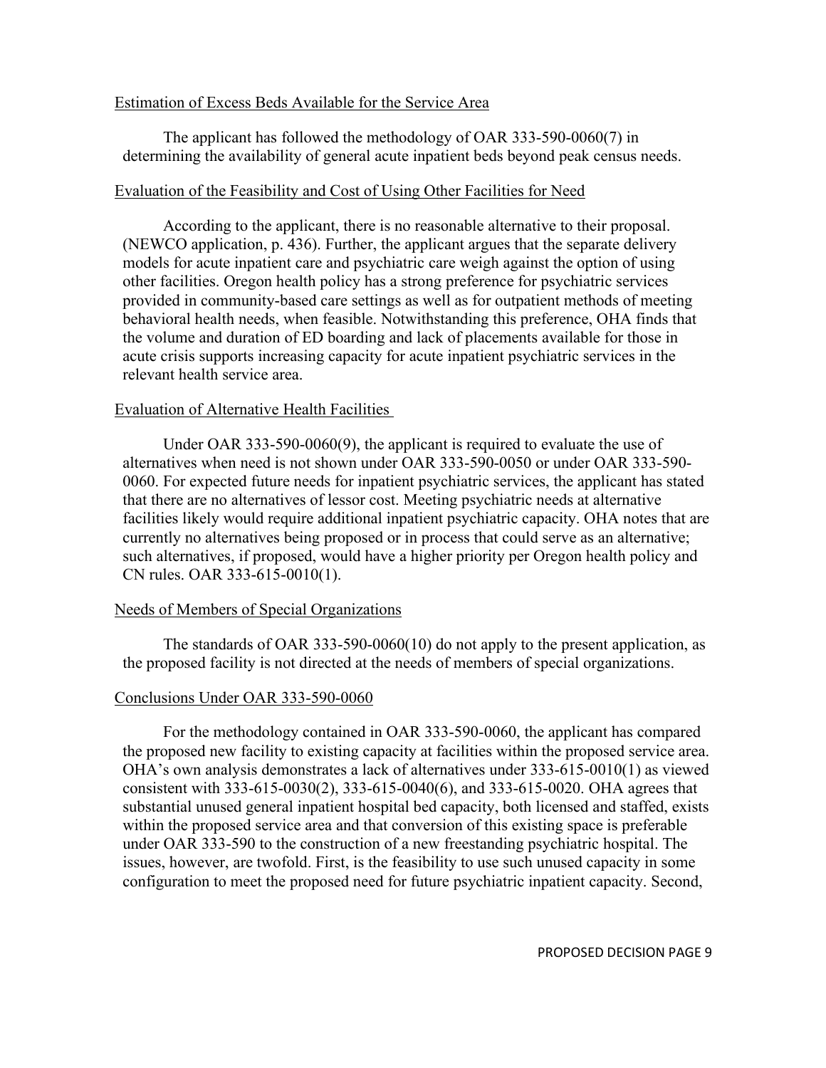<u>Estimation of Excess Beds Available for the Service Area</u>

The applicant has followed the methodology of OAR 333-590-0060(7) in determining the availability of general acute inpatient beds beyond peak census needs.

<u>Evaluation of the Feasibility and Cost of Using Other Facilities for Need</u>

According to the applicant, there is no reasonable alternative to their proposal. (NEWCO application, p. 436). Further, the applicant argues that the separate delivery models for acute inpatient care and psychiatric care weigh against the option of using other facilities. Oregon health policy has a strong preference for psychiatric services provided in community-based care settings as well as for outpatient methods of meeting behavioral health needs, when feasible. Notwithstanding this preference, OHA finds that the volume and duration of ED boarding and lack of placements available for those in acute crisis supports increasing capacity for acute inpatient psychiatric services in the relevant health service area.

<u>Evaluation of Alternative Health Facilities</u>

Under OAR 333-590-0060(9), the applicant is required to evaluate the use of alternatives when need is not shown under OAR 333-590-0050 or under OAR 333-590-0060. For expected future needs for inpatient psychiatric services, the applicant has stated that there are no alternatives of lessor cost. Meeting psychiatric needs at alternative facilities likely would require additional inpatient psychiatric capacity. OHA notes that are currently no alternatives being proposed or in process that could serve as an alternative; such alternatives, if proposed, would have a higher priority per Oregon health policy and CN rules. OAR 333-615-0010(1).

<u>Needs of Members of Special Organizations</u>

The standards of OAR 333-590-0060(10) do not apply to the present application, as the proposed facility is not directed at the needs of members of special organizations.

<u>Conclusions Under OAR 333-590-0060</u>

For the methodology contained in OAR 333-590-0060, the applicant has compared the proposed new facility to existing capacity at facilities within the proposed service area. OHA's own analysis demonstrates a lack of alternatives under 333-615-0010(1) as viewed consistent with 333-615-0030(2), 333-615-0040(6), and 333-615-0020. OHA agrees that substantial unused general inpatient hospital bed capacity, both licensed and staffed, exists within the proposed service area and that conversion of this existing space is preferable under OAR 333-590 to the construction of a new freestanding psychiatric hospital. The issues, however, are twofold. First, is the feasibility to use such unused capacity in some configuration to meet the proposed need for future psychiatric inpatient capacity. Second,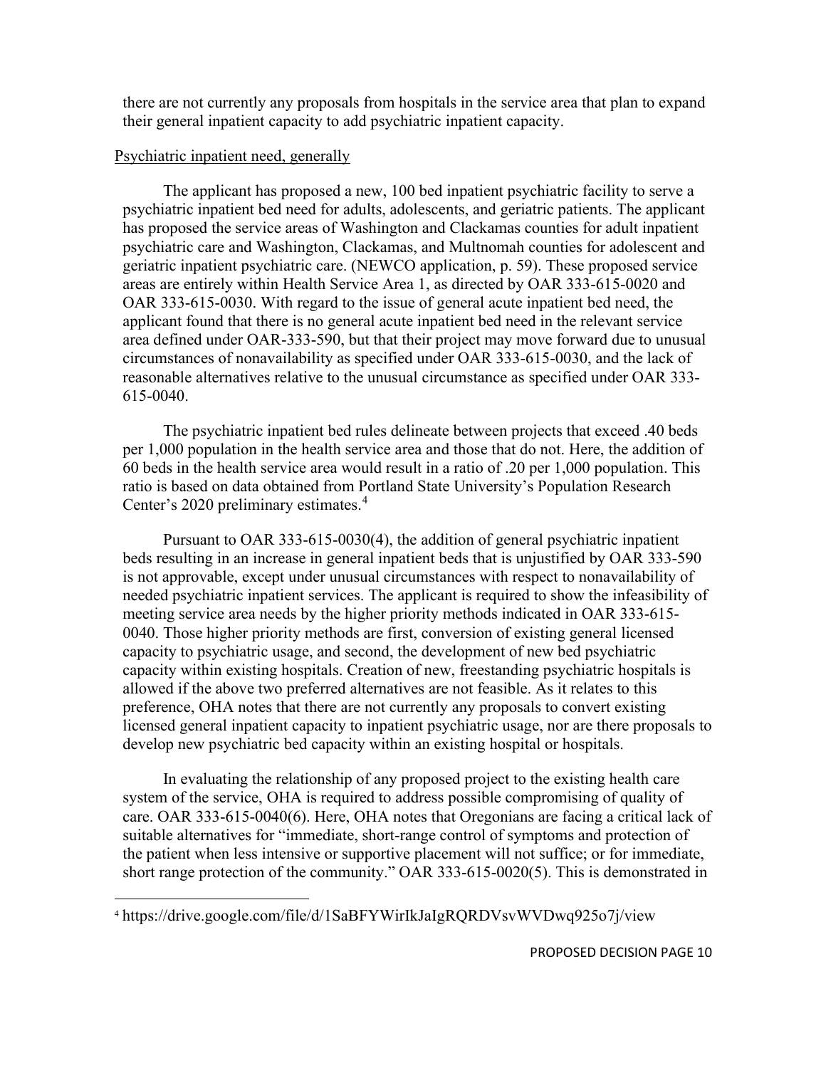there are not currently any proposals from hospitals in the service area that plan to expand their general inpatient capacity to add psychiatric inpatient capacity.

<u>Psychiatric inpatient need, generally</u>

The applicant has proposed a new, 100 bed inpatient psychiatric facility to serve a psychiatric inpatient bed need for adults, adolescents, and geriatric patients. The applicant has proposed the service areas of Washington and Clackamas counties for adult inpatient psychiatric care and Washington, Clackamas, and Multnomah counties for adolescent and geriatric inpatient psychiatric care. (NEWCO application, p. 59). These proposed service areas are entirely within Health Service Area 1, as directed by OAR 333-615-0020 and OAR 333-615-0030. With regard to the issue of general acute inpatient bed need, the applicant found that there is no general acute inpatient bed need in the relevant service area defined under OAR-333-590, but that their project may move forward due to unusual circumstances of nonavailability as specified under OAR 333-615-0030, and the lack of reasonable alternatives relative to the unusual circumstance as specified under OAR 333-615-0040.

The psychiatric inpatient bed rules delineate between projects that exceed .40 beds per 1,000 population in the health service area and those that do not. Here, the addition of 60 beds in the health service area would result in a ratio of .20 per 1,000 population. This ratio is based on data obtained from Portland State University's Population Research Center's 2020 preliminary estimates.[4]

Pursuant to OAR 333-615-0030(4), the addition of general psychiatric inpatient beds resulting in an increase in general inpatient beds that is unjustified by OAR 333-590 is not approvable, except under unusual circumstances with respect to nonavailability of needed psychiatric inpatient services. The applicant is required to show the infeasibility of meeting service area needs by the higher priority methods indicated in OAR 333-615-0040. Those higher priority methods are first, conversion of existing general licensed capacity to psychiatric usage, and second, the development of new bed psychiatric capacity within existing hospitals. Creation of new, freestanding psychiatric hospitals is allowed if the above two preferred alternatives are not feasible. As it relates to this preference, OHA notes that there are not currently any proposals to convert existing licensed general inpatient capacity to inpatient psychiatric usage, nor are there proposals to develop new psychiatric bed capacity within an existing hospital or hospitals.

In evaluating the relationship of any proposed project to the existing health care system of the service, OHA is required to address possible compromising of quality of care. OAR 333-615-0040(6). Here, OHA notes that Oregonians are facing a critical lack of suitable alternatives for "immediate, short-range control of symptoms and protection of the patient when less intensive or supportive placement will not suffice; or for immediate, short range protection of the community." OAR 333-615-0020(5). This is demonstrated in

[4] https://drive.google.com/file/d/1SaBFYWirIkJaIgRQRDVsvWVDwq925o7j/view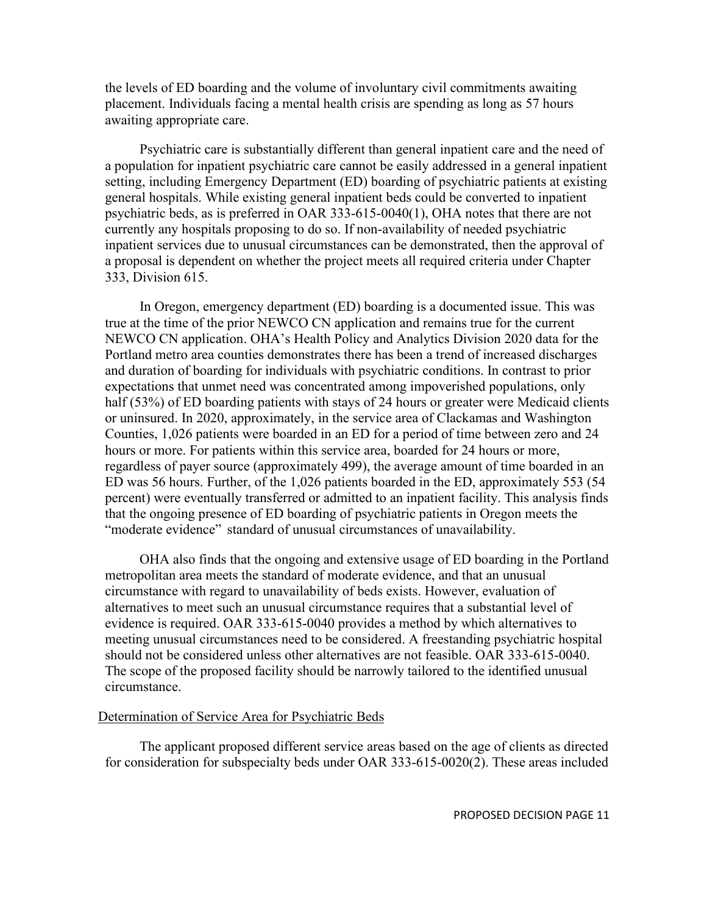the levels of ED boarding and the volume of involuntary civil commitments awaiting placement. Individuals facing a mental health crisis are spending as long as 57 hours awaiting appropriate care.

Psychiatric care is substantially different than general inpatient care and the need of a population for inpatient psychiatric care cannot be easily addressed in a general inpatient setting, including Emergency Department (ED) boarding of psychiatric patients at existing general hospitals. While existing general inpatient beds could be converted to inpatient psychiatric beds, as is preferred in OAR 333-615-0040(1), OHA notes that there are not currently any hospitals proposing to do so. If non-availability of needed psychiatric inpatient services due to unusual circumstances can be demonstrated, then the approval of a proposal is dependent on whether the project meets all required criteria under Chapter 333, Division 615.

In Oregon, emergency department (ED) boarding is a documented issue. This was true at the time of the prior NEWCO CN application and remains true for the current NEWCO CN application. OHA's Health Policy and Analytics Division 2020 data for the Portland metro area counties demonstrates there has been a trend of increased discharges and duration of boarding for individuals with psychiatric conditions. In contrast to prior expectations that unmet need was concentrated among impoverished populations, only half (53%) of ED boarding patients with stays of 24 hours or greater were Medicaid clients or uninsured. In 2020, approximately, in the service area of Clackamas and Washington Counties, 1,026 patients were boarded in an ED for a period of time between zero and 24 hours or more. For patients within this service area, boarded for 24 hours or more, regardless of payer source (approximately 499), the average amount of time boarded in an ED was 56 hours. Further, of the 1,026 patients boarded in the ED, approximately 553 (54 percent) were eventually transferred or admitted to an inpatient facility. This analysis finds that the ongoing presence of ED boarding of psychiatric patients in Oregon meets the "moderate evidence" standard of unusual circumstances of unavailability.

OHA also finds that the ongoing and extensive usage of ED boarding in the Portland metropolitan area meets the standard of moderate evidence, and that an unusual circumstance with regard to unavailability of beds exists. However, evaluation of alternatives to meet such an unusual circumstance requires that a substantial level of evidence is required. OAR 333-615-0040 provides a method by which alternatives to meeting unusual circumstances need to be considered. A freestanding psychiatric hospital should not be considered unless other alternatives are not feasible. OAR 333-615-0040. The scope of the proposed facility should be narrowly tailored to the identified unusual circumstance.

Determination of Service Area for Psychiatric Beds

The applicant proposed different service areas based on the age of clients as directed for consideration for subspecialty beds under OAR 333-615-0020(2). These areas included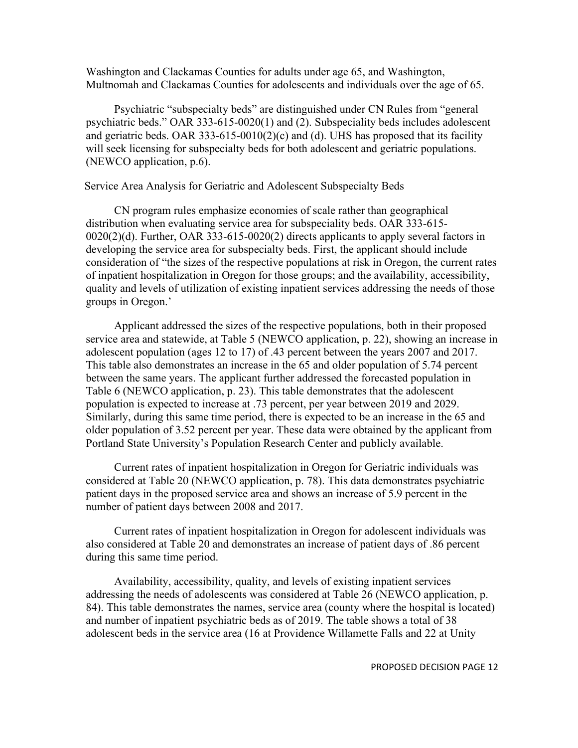Washington and Clackamas Counties for adults under age 65, and Washington, Multnomah and Clackamas Counties for adolescents and individuals over the age of 65.

Psychiatric "subspecialty beds" are distinguished under CN Rules from "general psychiatric beds." OAR 333-615-0020(1) and (2). Subspeciality beds includes adolescent and geriatric beds. OAR 333-615-0010(2)(c) and (d). UHS has proposed that its facility will seek licensing for subspecialty beds for both adolescent and geriatric populations. (NEWCO application, p.6).

Service Area Analysis for Geriatric and Adolescent Subspecialty Beds

CN program rules emphasize economies of scale rather than geographical distribution when evaluating service area for subspeciality beds. OAR 333-615-0020(2)(d). Further, OAR 333-615-0020(2) directs applicants to apply several factors in developing the service area for subspecialty beds. First, the applicant should include consideration of "the sizes of the respective populations at risk in Oregon, the current rates of inpatient hospitalization in Oregon for those groups; and the availability, accessibility, quality and levels of utilization of existing inpatient services addressing the needs of those groups in Oregon.'

Applicant addressed the sizes of the respective populations, both in their proposed service area and statewide, at Table 5 (NEWCO application, p. 22), showing an increase in adolescent population (ages 12 to 17) of .43 percent between the years 2007 and 2017. This table also demonstrates an increase in the 65 and older population of 5.74 percent between the same years. The applicant further addressed the forecasted population in Table 6 (NEWCO application, p. 23). This table demonstrates that the adolescent population is expected to increase at .73 percent, per year between 2019 and 2029. Similarly, during this same time period, there is expected to be an increase in the 65 and older population of 3.52 percent per year. These data were obtained by the applicant from Portland State University's Population Research Center and publicly available.

Current rates of inpatient hospitalization in Oregon for Geriatric individuals was considered at Table 20 (NEWCO application, p. 78). This data demonstrates psychiatric patient days in the proposed service area and shows an increase of 5.9 percent in the number of patient days between 2008 and 2017.

Current rates of inpatient hospitalization in Oregon for adolescent individuals was also considered at Table 20 and demonstrates an increase of patient days of .86 percent during this same time period.

Availability, accessibility, quality, and levels of existing inpatient services addressing the needs of adolescents was considered at Table 26 (NEWCO application, p. 84). This table demonstrates the names, service area (county where the hospital is located) and number of inpatient psychiatric beds as of 2019. The table shows a total of 38 adolescent beds in the service area (16 at Providence Willamette Falls and 22 at Unity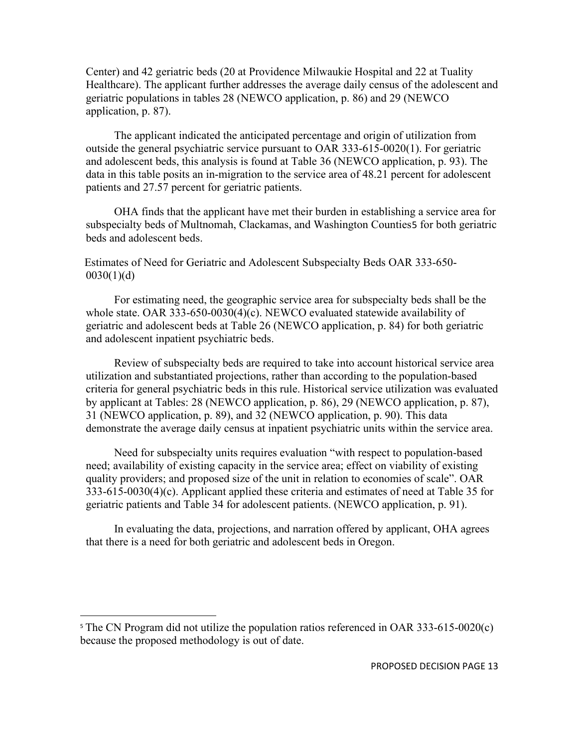Center) and 42 geriatric beds (20 at Providence Milwaukie Hospital and 22 at Tuality Healthcare). The applicant further addresses the average daily census of the adolescent and geriatric populations in tables 28 (NEWCO application, p. 86) and 29 (NEWCO application, p. 87).

The applicant indicated the anticipated percentage and origin of utilization from outside the general psychiatric service pursuant to OAR 333-615-0020(1). For geriatric and adolescent beds, this analysis is found at Table 36 (NEWCO application, p. 93). The data in this table posits an in-migration to the service area of 48.21 percent for adolescent patients and 27.57 percent for geriatric patients.

OHA finds that the applicant have met their burden in establishing a service area for subspecialty beds of Multnomah, Clackamas, and Washington Counties[5] for both geriatric beds and adolescent beds.

Estimates of Need for Geriatric and Adolescent Subspecialty Beds OAR 333-650-0030(1)(d)

For estimating need, the geographic service area for subspecialty beds shall be the whole state. OAR 333-650-0030(4)(c). NEWCO evaluated statewide availability of geriatric and adolescent beds at Table 26 (NEWCO application, p. 84) for both geriatric and adolescent inpatient psychiatric beds.

Review of subspecialty beds are required to take into account historical service area utilization and substantiated projections, rather than according to the population-based criteria for general psychiatric beds in this rule. Historical service utilization was evaluated by applicant at Tables: 28 (NEWCO application, p. 86), 29 (NEWCO application, p. 87), 31 (NEWCO application, p. 89), and 32 (NEWCO application, p. 90). This data demonstrate the average daily census at inpatient psychiatric units within the service area.

Need for subspecialty units requires evaluation "with respect to population-based need; availability of existing capacity in the service area; effect on viability of existing quality providers; and proposed size of the unit in relation to economies of scale". OAR 333-615-0030(4)(c). Applicant applied these criteria and estimates of need at Table 35 for geriatric patients and Table 34 for adolescent patients. (NEWCO application, p. 91).

In evaluating the data, projections, and narration offered by applicant, OHA agrees that there is a need for both geriatric and adolescent beds in Oregon.

---

[5] The CN Program did not utilize the population ratios referenced in OAR 333-615-0020(c) because the proposed methodology is out of date.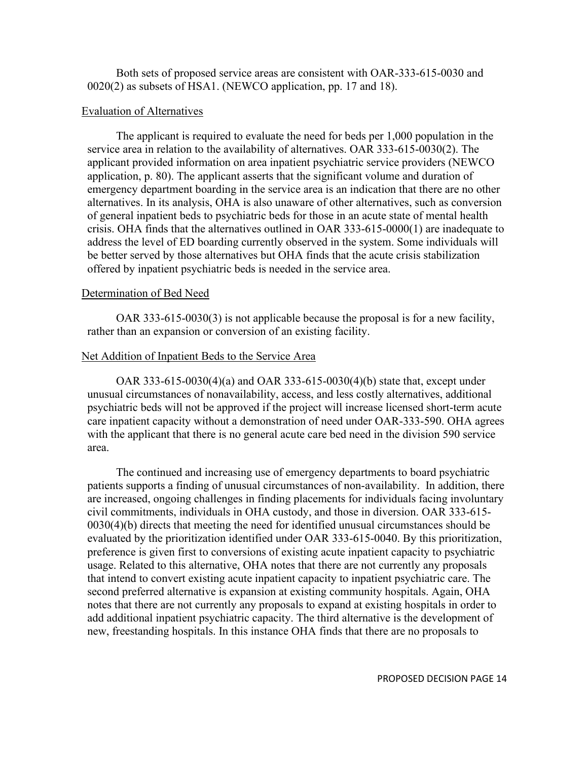Both sets of proposed service areas are consistent with OAR-333-615-0030 and 0020(2) as subsets of HSA1. (NEWCO application, pp. 17 and 18).

Evaluation of Alternatives

The applicant is required to evaluate the need for beds per 1,000 population in the service area in relation to the availability of alternatives. OAR 333-615-0030(2). The applicant provided information on area inpatient psychiatric service providers (NEWCO application, p. 80). The applicant asserts that the significant volume and duration of emergency department boarding in the service area is an indication that there are no other alternatives. In its analysis, OHA is also unaware of other alternatives, such as conversion of general inpatient beds to psychiatric beds for those in an acute state of mental health crisis. OHA finds that the alternatives outlined in OAR 333-615-0000(1) are inadequate to address the level of ED boarding currently observed in the system. Some individuals will be better served by those alternatives but OHA finds that the acute crisis stabilization offered by inpatient psychiatric beds is needed in the service area.

Determination of Bed Need

OAR 333-615-0030(3) is not applicable because the proposal is for a new facility, rather than an expansion or conversion of an existing facility.

Net Addition of Inpatient Beds to the Service Area

OAR 333-615-0030(4)(a) and OAR 333-615-0030(4)(b) state that, except under unusual circumstances of nonavailability, access, and less costly alternatives, additional psychiatric beds will not be approved if the project will increase licensed short-term acute care inpatient capacity without a demonstration of need under OAR-333-590. OHA agrees with the applicant that there is no general acute care bed need in the division 590 service area.

The continued and increasing use of emergency departments to board psychiatric patients supports a finding of unusual circumstances of non-availability. In addition, there are increased, ongoing challenges in finding placements for individuals facing involuntary civil commitments, individuals in OHA custody, and those in diversion. OAR 333-615-0030(4)(b) directs that meeting the need for identified unusual circumstances should be evaluated by the prioritization identified under OAR 333-615-0040. By this prioritization, preference is given first to conversions of existing acute inpatient capacity to psychiatric usage. Related to this alternative, OHA notes that there are not currently any proposals that intend to convert existing acute inpatient capacity to inpatient psychiatric care. The second preferred alternative is expansion at existing community hospitals. Again, OHA notes that there are not currently any proposals to expand at existing hospitals in order to add additional inpatient psychiatric capacity. The third alternative is the development of new, freestanding hospitals. In this instance OHA finds that there are no proposals to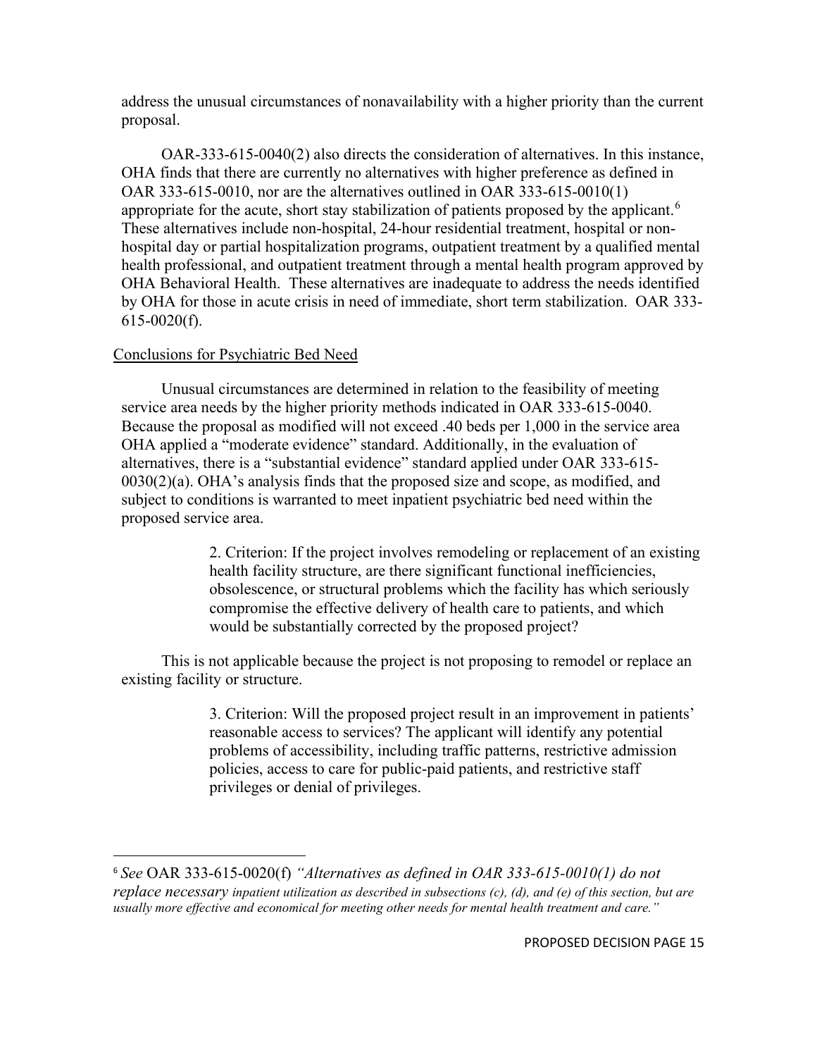address the unusual circumstances of nonavailability with a higher priority than the current proposal.

OAR-333-615-0040(2) also directs the consideration of alternatives. In this instance, OHA finds that there are currently no alternatives with higher preference as defined in OAR 333-615-0010, nor are the alternatives outlined in OAR 333-615-0010(1) appropriate for the acute, short stay stabilization of patients proposed by the applicant.[6] These alternatives include non-hospital, 24-hour residential treatment, hospital or non-hospital day or partial hospitalization programs, outpatient treatment by a qualified mental health professional, and outpatient treatment through a mental health program approved by OHA Behavioral Health. These alternatives are inadequate to address the needs identified by OHA for those in acute crisis in need of immediate, short term stabilization. OAR 333-615-0020(f).

Conclusions for Psychiatric Bed Need

Unusual circumstances are determined in relation to the feasibility of meeting service area needs by the higher priority methods indicated in OAR 333-615-0040. Because the proposal as modified will not exceed .40 beds per 1,000 in the service area OHA applied a "moderate evidence" standard. Additionally, in the evaluation of alternatives, there is a "substantial evidence" standard applied under OAR 333-615-0030(2)(a). OHA's analysis finds that the proposed size and scope, as modified, and subject to conditions is warranted to meet inpatient psychiatric bed need within the proposed service area.

> 2. Criterion: If the project involves remodeling or replacement of an existing health facility structure, are there significant functional inefficiencies, obsolescence, or structural problems which the facility has which seriously compromise the effective delivery of health care to patients, and which would be substantially corrected by the proposed project?

This is not applicable because the project is not proposing to remodel or replace an existing facility or structure.

> 3. Criterion: Will the proposed project result in an improvement in patients' reasonable access to services? The applicant will identify any potential problems of accessibility, including traffic patterns, restrictive admission policies, access to care for public-paid patients, and restrictive staff privileges or denial of privileges.

---

[6] *See* OAR 333-615-0020(f) *"Alternatives as defined in OAR 333-615-0010(1) do not replace necessary inpatient utilization as described in subsections (c), (d), and (e) of this section, but are usually more effective and economical for meeting other needs for mental health treatment and care."*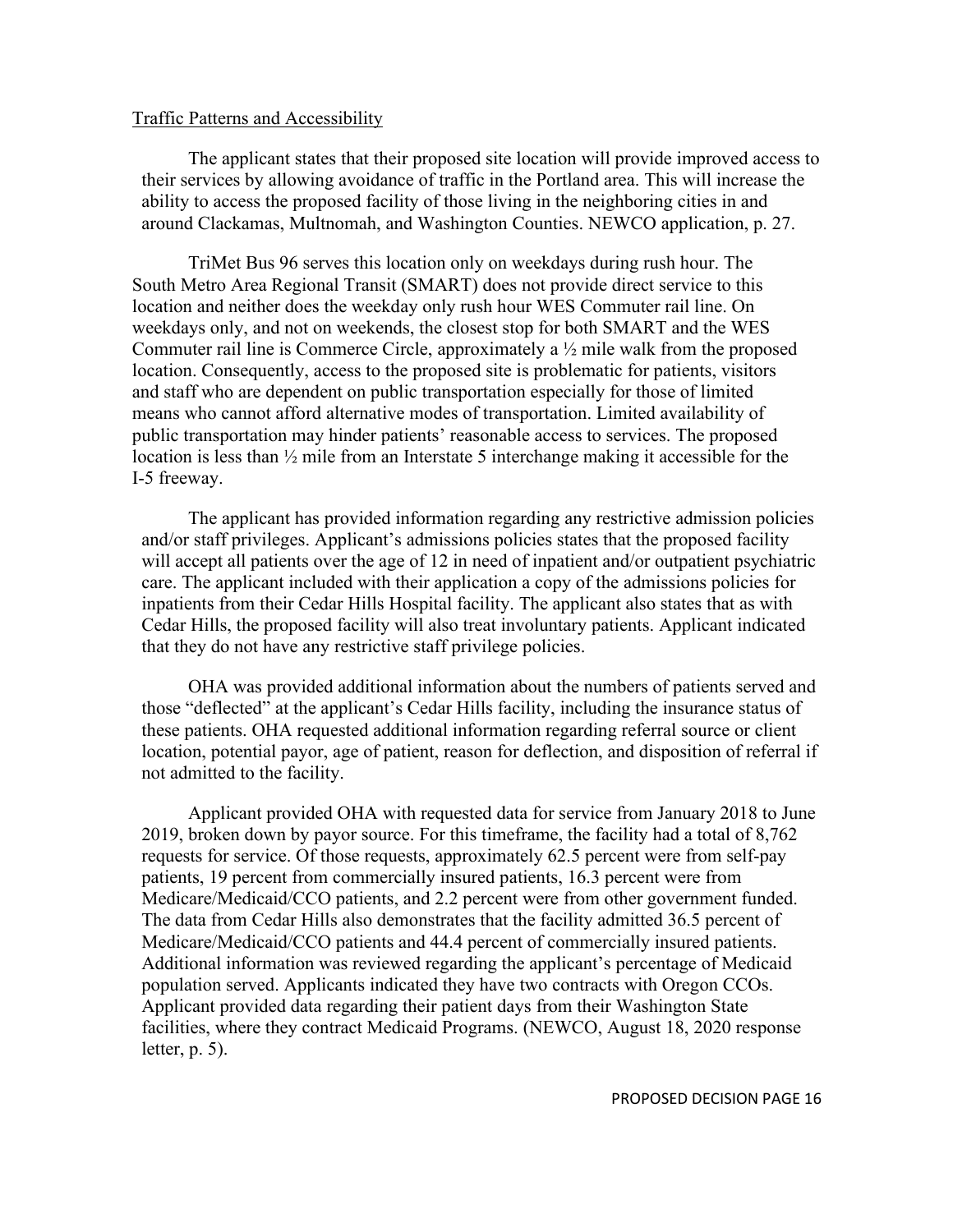Traffic Patterns and Accessibility

The applicant states that their proposed site location will provide improved access to their services by allowing avoidance of traffic in the Portland area. This will increase the ability to access the proposed facility of those living in the neighboring cities in and around Clackamas, Multnomah, and Washington Counties. NEWCO application, p. 27.

TriMet Bus 96 serves this location only on weekdays during rush hour. The South Metro Area Regional Transit (SMART) does not provide direct service to this location and neither does the weekday only rush hour WES Commuter rail line. On weekdays only, and not on weekends, the closest stop for both SMART and the WES Commuter rail line is Commerce Circle, approximately a ½ mile walk from the proposed location. Consequently, access to the proposed site is problematic for patients, visitors and staff who are dependent on public transportation especially for those of limited means who cannot afford alternative modes of transportation. Limited availability of public transportation may hinder patients' reasonable access to services. The proposed location is less than ½ mile from an Interstate 5 interchange making it accessible for the I-5 freeway.

The applicant has provided information regarding any restrictive admission policies and/or staff privileges. Applicant's admissions policies states that the proposed facility will accept all patients over the age of 12 in need of inpatient and/or outpatient psychiatric care. The applicant included with their application a copy of the admissions policies for inpatients from their Cedar Hills Hospital facility. The applicant also states that as with Cedar Hills, the proposed facility will also treat involuntary patients. Applicant indicated that they do not have any restrictive staff privilege policies.

OHA was provided additional information about the numbers of patients served and those "deflected" at the applicant's Cedar Hills facility, including the insurance status of these patients. OHA requested additional information regarding referral source or client location, potential payor, age of patient, reason for deflection, and disposition of referral if not admitted to the facility.

Applicant provided OHA with requested data for service from January 2018 to June 2019, broken down by payor source. For this timeframe, the facility had a total of 8,762 requests for service. Of those requests, approximately 62.5 percent were from self-pay patients, 19 percent from commercially insured patients, 16.3 percent were from Medicare/Medicaid/CCO patients, and 2.2 percent were from other government funded. The data from Cedar Hills also demonstrates that the facility admitted 36.5 percent of Medicare/Medicaid/CCO patients and 44.4 percent of commercially insured patients. Additional information was reviewed regarding the applicant's percentage of Medicaid population served. Applicants indicated they have two contracts with Oregon CCOs. Applicant provided data regarding their patient days from their Washington State facilities, where they contract Medicaid Programs. (NEWCO, August 18, 2020 response letter, p. 5).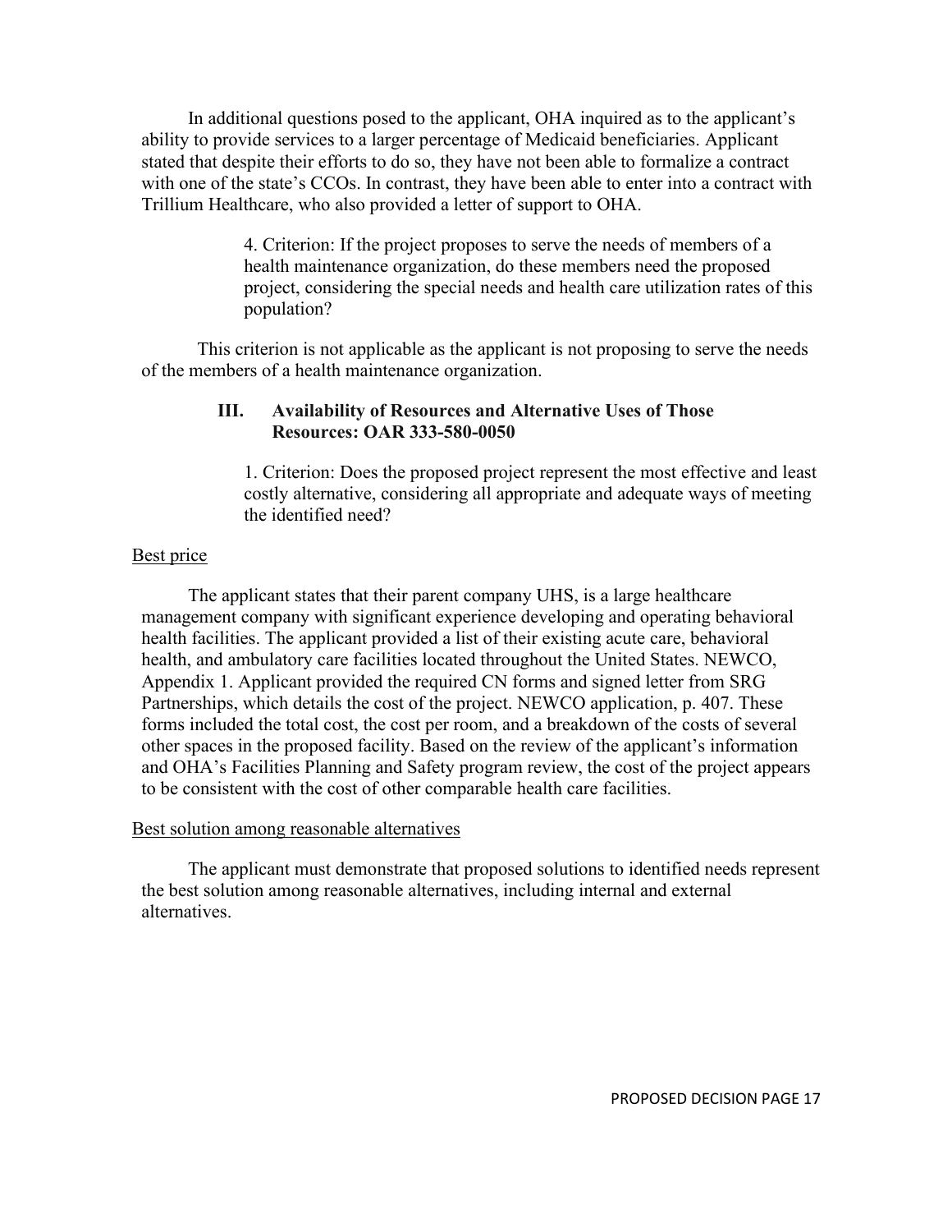In additional questions posed to the applicant, OHA inquired as to the applicant's ability to provide services to a larger percentage of Medicaid beneficiaries. Applicant stated that despite their efforts to do so, they have not been able to formalize a contract with one of the state's CCOs. In contrast, they have been able to enter into a contract with Trillium Healthcare, who also provided a letter of support to OHA.

> 4. Criterion: If the project proposes to serve the needs of members of a health maintenance organization, do these members need the proposed project, considering the special needs and health care utilization rates of this population?

This criterion is not applicable as the applicant is not proposing to serve the needs of the members of a health maintenance organization.

### III. Availability of Resources and Alternative Uses of Those Resources: OAR 333-580-0050

> 1. Criterion: Does the proposed project represent the most effective and least costly alternative, considering all appropriate and adequate ways of meeting the identified need?

<u>Best price</u>

The applicant states that their parent company UHS, is a large healthcare management company with significant experience developing and operating behavioral health facilities. The applicant provided a list of their existing acute care, behavioral health, and ambulatory care facilities located throughout the United States. NEWCO, Appendix 1. Applicant provided the required CN forms and signed letter from SRG Partnerships, which details the cost of the project. NEWCO application, p. 407. These forms included the total cost, the cost per room, and a breakdown of the costs of several other spaces in the proposed facility. Based on the review of the applicant's information and OHA's Facilities Planning and Safety program review, the cost of the project appears to be consistent with the cost of other comparable health care facilities.

<u>Best solution among reasonable alternatives</u>

The applicant must demonstrate that proposed solutions to identified needs represent the best solution among reasonable alternatives, including internal and external alternatives.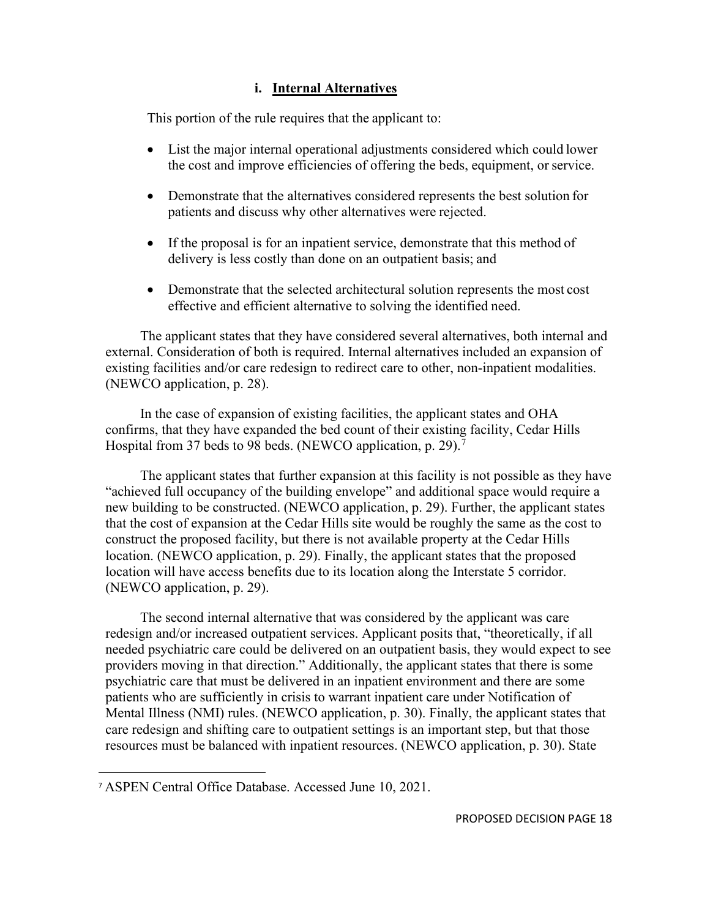### i. Internal Alternatives

This portion of the rule requires that the applicant to:

- List the major internal operational adjustments considered which could lower the cost and improve efficiencies of offering the beds, equipment, or service.
- Demonstrate that the alternatives considered represents the best solution for patients and discuss why other alternatives were rejected.
- If the proposal is for an inpatient service, demonstrate that this method of delivery is less costly than done on an outpatient basis; and
- Demonstrate that the selected architectural solution represents the most cost effective and efficient alternative to solving the identified need.

The applicant states that they have considered several alternatives, both internal and external. Consideration of both is required. Internal alternatives included an expansion of existing facilities and/or care redesign to redirect care to other, non-inpatient modalities. (NEWCO application, p. 28).

In the case of expansion of existing facilities, the applicant states and OHA confirms, that they have expanded the bed count of their existing facility, Cedar Hills Hospital from 37 beds to 98 beds. (NEWCO application, p. 29).[7]

The applicant states that further expansion at this facility is not possible as they have "achieved full occupancy of the building envelope" and additional space would require a new building to be constructed. (NEWCO application, p. 29). Further, the applicant states that the cost of expansion at the Cedar Hills site would be roughly the same as the cost to construct the proposed facility, but there is not available property at the Cedar Hills location. (NEWCO application, p. 29). Finally, the applicant states that the proposed location will have access benefits due to its location along the Interstate 5 corridor. (NEWCO application, p. 29).

The second internal alternative that was considered by the applicant was care redesign and/or increased outpatient services. Applicant posits that, "theoretically, if all needed psychiatric care could be delivered on an outpatient basis, they would expect to see providers moving in that direction." Additionally, the applicant states that there is some psychiatric care that must be delivered in an inpatient environment and there are some patients who are sufficiently in crisis to warrant inpatient care under Notification of Mental Illness (NMI) rules. (NEWCO application, p. 30). Finally, the applicant states that care redesign and shifting care to outpatient settings is an important step, but that those resources must be balanced with inpatient resources. (NEWCO application, p. 30). State

[7] ASPEN Central Office Database. Accessed June 10, 2021.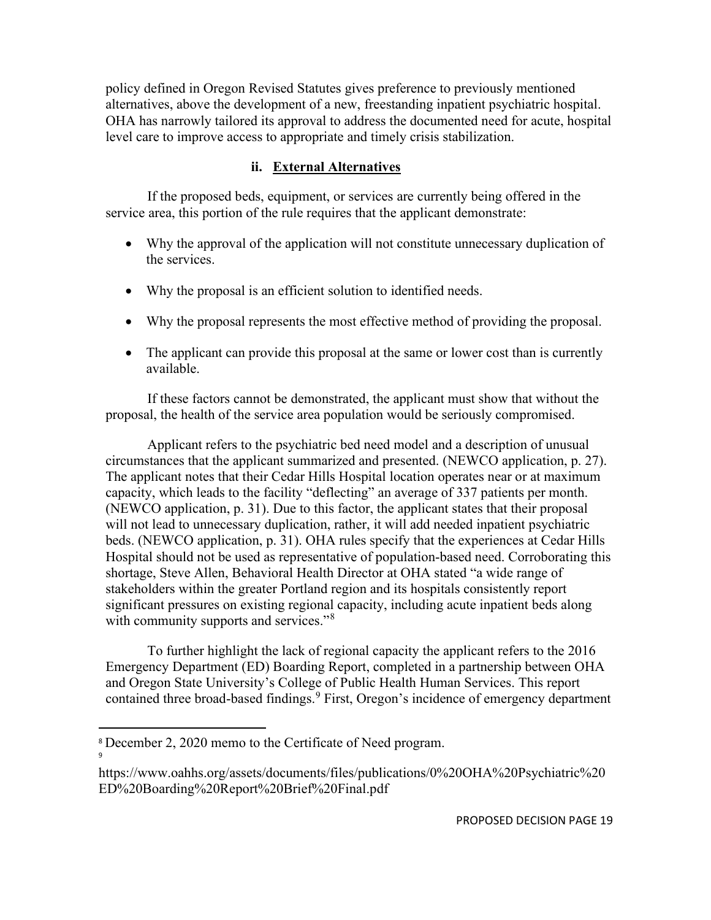policy defined in Oregon Revised Statutes gives preference to previously mentioned alternatives, above the development of a new, freestanding inpatient psychiatric hospital. OHA has narrowly tailored its approval to address the documented need for acute, hospital level care to improve access to appropriate and timely crisis stabilization.

### ii. External Alternatives

If the proposed beds, equipment, or services are currently being offered in the service area, this portion of the rule requires that the applicant demonstrate:

- Why the approval of the application will not constitute unnecessary duplication of the services.
- Why the proposal is an efficient solution to identified needs.
- Why the proposal represents the most effective method of providing the proposal.
- The applicant can provide this proposal at the same or lower cost than is currently available.

If these factors cannot be demonstrated, the applicant must show that without the proposal, the health of the service area population would be seriously compromised.

Applicant refers to the psychiatric bed need model and a description of unusual circumstances that the applicant summarized and presented. (NEWCO application, p. 27). The applicant notes that their Cedar Hills Hospital location operates near or at maximum capacity, which leads to the facility "deflecting" an average of 337 patients per month. (NEWCO application, p. 31). Due to this factor, the applicant states that their proposal will not lead to unnecessary duplication, rather, it will add needed inpatient psychiatric beds. (NEWCO application, p. 31). OHA rules specify that the experiences at Cedar Hills Hospital should not be used as representative of population-based need. Corroborating this shortage, Steve Allen, Behavioral Health Director at OHA stated "a wide range of stakeholders within the greater Portland region and its hospitals consistently report significant pressures on existing regional capacity, including acute inpatient beds along with community supports and services."[8]

To further highlight the lack of regional capacity the applicant refers to the 2016 Emergency Department (ED) Boarding Report, completed in a partnership between OHA and Oregon State University's College of Public Health Human Services. This report contained three broad-based findings.[9] First, Oregon's incidence of emergency department

---

[8] December 2, 2020 memo to the Certificate of Need program.

[9] https://www.oahhs.org/assets/documents/files/publications/0%20OHA%20Psychiatric%20ED%20Boarding%20Report%20Brief%20Final.pdf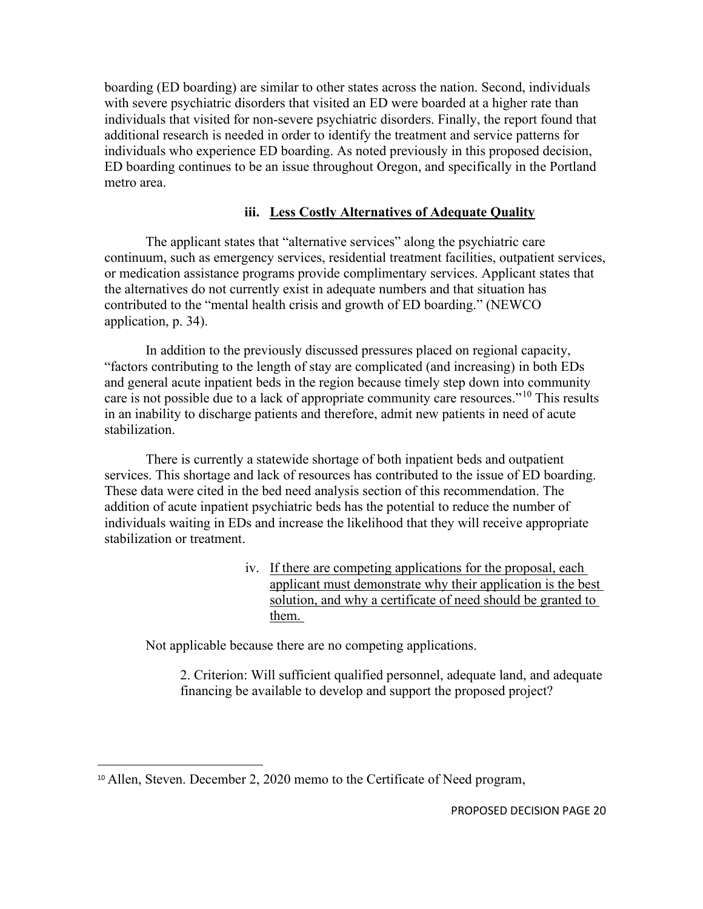boarding (ED boarding) are similar to other states across the nation. Second, individuals with severe psychiatric disorders that visited an ED were boarded at a higher rate than individuals that visited for non-severe psychiatric disorders. Finally, the report found that additional research is needed in order to identify the treatment and service patterns for individuals who experience ED boarding. As noted previously in this proposed decision, ED boarding continues to be an issue throughout Oregon, and specifically in the Portland metro area.

**iii. <u>Less Costly Alternatives of Adequate Quality</u>**

The applicant states that "alternative services" along the psychiatric care continuum, such as emergency services, residential treatment facilities, outpatient services, or medication assistance programs provide complimentary services. Applicant states that the alternatives do not currently exist in adequate numbers and that situation has contributed to the "mental health crisis and growth of ED boarding." (NEWCO application, p. 34).

In addition to the previously discussed pressures placed on regional capacity, "factors contributing to the length of stay are complicated (and increasing) in both EDs and general acute inpatient beds in the region because timely step down into community care is not possible due to a lack of appropriate community care resources."[10] This results in an inability to discharge patients and therefore, admit new patients in need of acute stabilization.

There is currently a statewide shortage of both inpatient beds and outpatient services. This shortage and lack of resources has contributed to the issue of ED boarding. These data were cited in the bed need analysis section of this recommendation. The addition of acute inpatient psychiatric beds has the potential to reduce the number of individuals waiting in EDs and increase the likelihood that they will receive appropriate stabilization or treatment.

iv. <u>If there are competing applications for the proposal, each applicant must demonstrate why their application is the best solution, and why a certificate of need should be granted to them.</u>

Not applicable because there are no competing applications.

2. Criterion: Will sufficient qualified personnel, adequate land, and adequate financing be available to develop and support the proposed project?

[10] Allen, Steven. December 2, 2020 memo to the Certificate of Need program,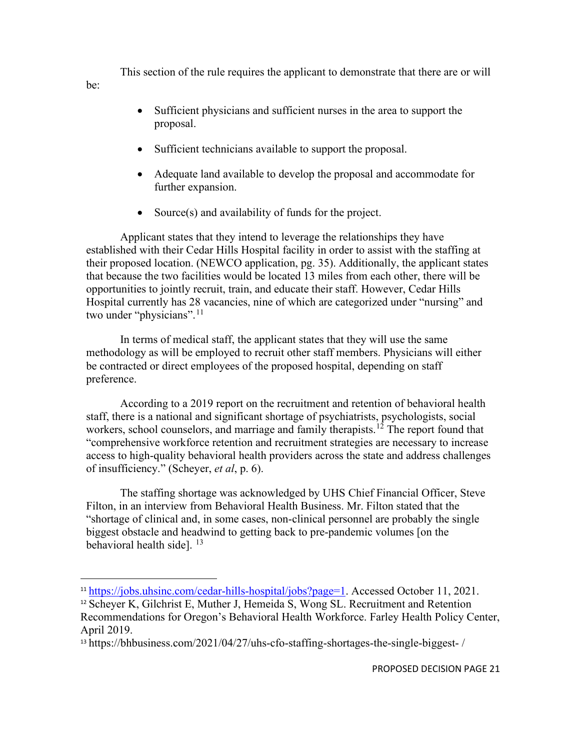This section of the rule requires the applicant to demonstrate that there are or will be:

- Sufficient physicians and sufficient nurses in the area to support the proposal.
- Sufficient technicians available to support the proposal.
- Adequate land available to develop the proposal and accommodate for further expansion.
- Source(s) and availability of funds for the project.

Applicant states that they intend to leverage the relationships they have established with their Cedar Hills Hospital facility in order to assist with the staffing at their proposed location. (NEWCO application, pg. 35). Additionally, the applicant states that because the two facilities would be located 13 miles from each other, there will be opportunities to jointly recruit, train, and educate their staff. However, Cedar Hills Hospital currently has 28 vacancies, nine of which are categorized under "nursing" and two under "physicians".[11]

In terms of medical staff, the applicant states that they will use the same methodology as will be employed to recruit other staff members. Physicians will either be contracted or direct employees of the proposed hospital, depending on staff preference.

According to a 2019 report on the recruitment and retention of behavioral health staff, there is a national and significant shortage of psychiatrists, psychologists, social workers, school counselors, and marriage and family therapists.[12] The report found that "comprehensive workforce retention and recruitment strategies are necessary to increase access to high-quality behavioral health providers across the state and address challenges of insufficiency." (Scheyer, *et al*, p. 6).

The staffing shortage was acknowledged by UHS Chief Financial Officer, Steve Filton, in an interview from Behavioral Health Business. Mr. Filton stated that the "shortage of clinical and, in some cases, non-clinical personnel are probably the single biggest obstacle and headwind to getting back to pre-pandemic volumes [on the behavioral health side]. [13]

---

[11] https://jobs.uhsinc.com/cedar-hills-hospital/jobs?page=1. Accessed October 11, 2021.

[12] Scheyer K, Gilchrist E, Muther J, Hemeida S, Wong SL. Recruitment and Retention Recommendations for Oregon's Behavioral Health Workforce. Farley Health Policy Center, April 2019.

[13] https://bhbusiness.com/2021/04/27/uhs-cfo-staffing-shortages-the-single-biggest- /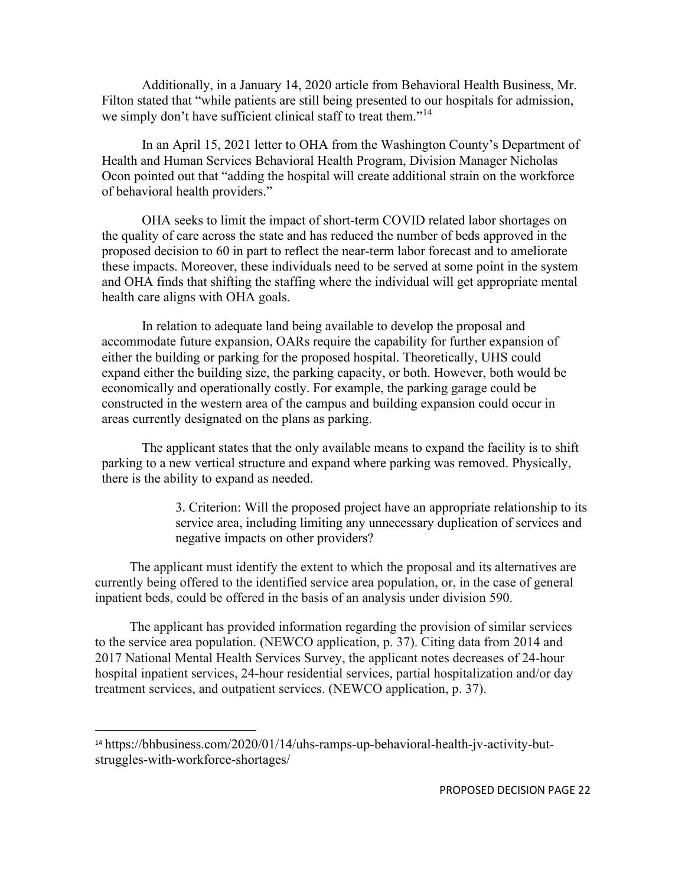Additionally, in a January 14, 2020 article from Behavioral Health Business, Mr. Filton stated that "while patients are still being presented to our hospitals for admission, we simply don't have sufficient clinical staff to treat them."[14]

In an April 15, 2021 letter to OHA from the Washington County's Department of Health and Human Services Behavioral Health Program, Division Manager Nicholas Ocon pointed out that "adding the hospital will create additional strain on the workforce of behavioral health providers."

OHA seeks to limit the impact of short-term COVID related labor shortages on the quality of care across the state and has reduced the number of beds approved in the proposed decision to 60 in part to reflect the near-term labor forecast and to ameliorate these impacts. Moreover, these individuals need to be served at some point in the system and OHA finds that shifting the staffing where the individual will get appropriate mental health care aligns with OHA goals.

In relation to adequate land being available to develop the proposal and accommodate future expansion, OARs require the capability for further expansion of either the building or parking for the proposed hospital. Theoretically, UHS could expand either the building size, the parking capacity, or both. However, both would be economically and operationally costly. For example, the parking garage could be constructed in the western area of the campus and building expansion could occur in areas currently designated on the plans as parking.

The applicant states that the only available means to expand the facility is to shift parking to a new vertical structure and expand where parking was removed. Physically, there is the ability to expand as needed.

> 3. Criterion: Will the proposed project have an appropriate relationship to its service area, including limiting any unnecessary duplication of services and negative impacts on other providers?

The applicant must identify the extent to which the proposal and its alternatives are currently being offered to the identified service area population, or, in the case of general inpatient beds, could be offered in the basis of an analysis under division 590.

The applicant has provided information regarding the provision of similar services to the service area population. (NEWCO application, p. 37). Citing data from 2014 and 2017 National Mental Health Services Survey, the applicant notes decreases of 24-hour hospital inpatient services, 24-hour residential services, partial hospitalization and/or day treatment services, and outpatient services. (NEWCO application, p. 37).

---

[14] https://bhbusiness.com/2020/01/14/uhs-ramps-up-behavioral-health-jv-activity-but-struggles-with-workforce-shortages/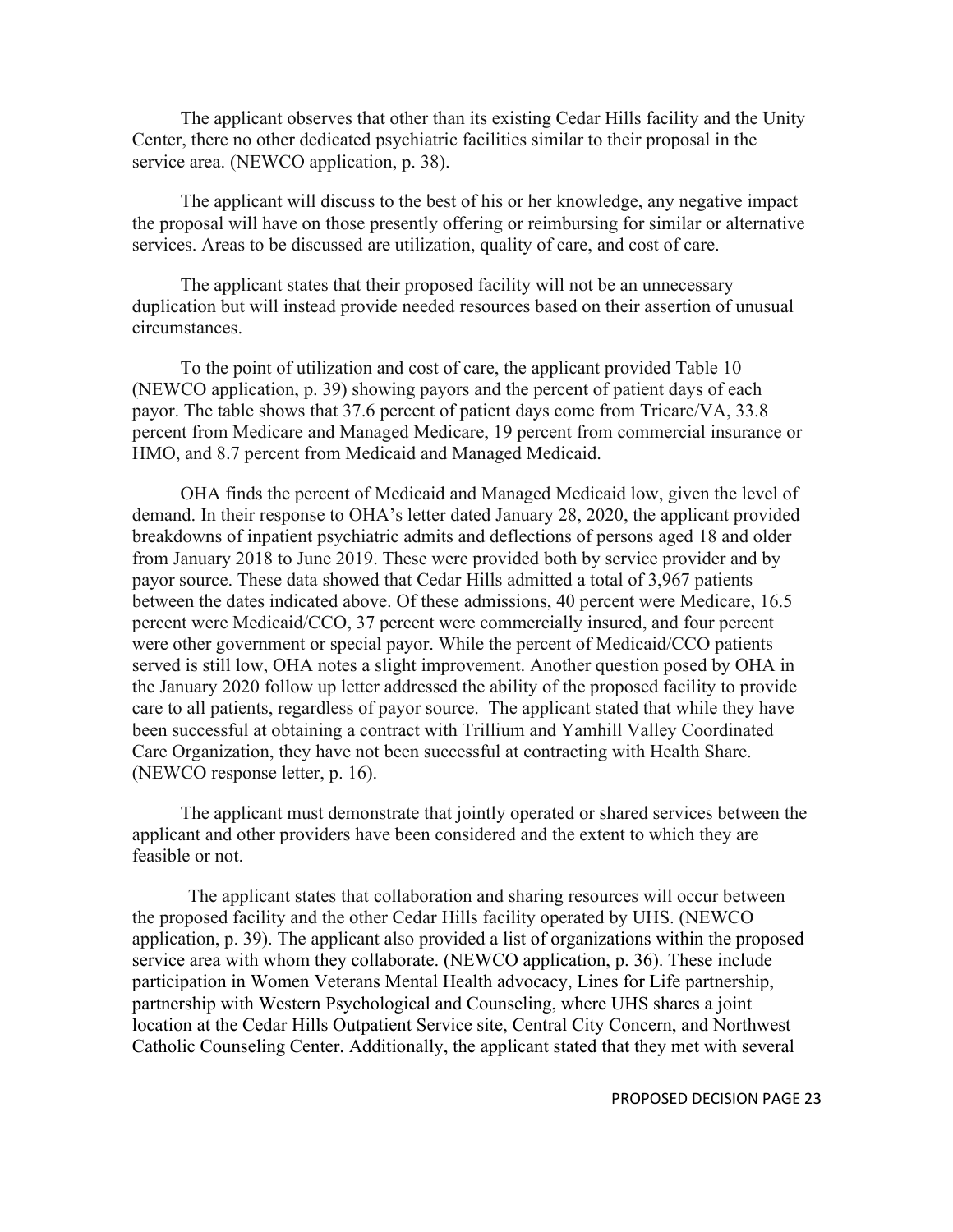The applicant observes that other than its existing Cedar Hills facility and the Unity Center, there no other dedicated psychiatric facilities similar to their proposal in the service area. (NEWCO application, p. 38).

The applicant will discuss to the best of his or her knowledge, any negative impact the proposal will have on those presently offering or reimbursing for similar or alternative services. Areas to be discussed are utilization, quality of care, and cost of care.

The applicant states that their proposed facility will not be an unnecessary duplication but will instead provide needed resources based on their assertion of unusual circumstances.

To the point of utilization and cost of care, the applicant provided Table 10 (NEWCO application, p. 39) showing payors and the percent of patient days of each payor. The table shows that 37.6 percent of patient days come from Tricare/VA, 33.8 percent from Medicare and Managed Medicare, 19 percent from commercial insurance or HMO, and 8.7 percent from Medicaid and Managed Medicaid.

OHA finds the percent of Medicaid and Managed Medicaid low, given the level of demand. In their response to OHA's letter dated January 28, 2020, the applicant provided breakdowns of inpatient psychiatric admits and deflections of persons aged 18 and older from January 2018 to June 2019. These were provided both by service provider and by payor source. These data showed that Cedar Hills admitted a total of 3,967 patients between the dates indicated above. Of these admissions, 40 percent were Medicare, 16.5 percent were Medicaid/CCO, 37 percent were commercially insured, and four percent were other government or special payor. While the percent of Medicaid/CCO patients served is still low, OHA notes a slight improvement. Another question posed by OHA in the January 2020 follow up letter addressed the ability of the proposed facility to provide care to all patients, regardless of payor source. The applicant stated that while they have been successful at obtaining a contract with Trillium and Yamhill Valley Coordinated Care Organization, they have not been successful at contracting with Health Share. (NEWCO response letter, p. 16).

The applicant must demonstrate that jointly operated or shared services between the applicant and other providers have been considered and the extent to which they are feasible or not.

The applicant states that collaboration and sharing resources will occur between the proposed facility and the other Cedar Hills facility operated by UHS. (NEWCO application, p. 39). The applicant also provided a list of organizations within the proposed service area with whom they collaborate. (NEWCO application, p. 36). These include participation in Women Veterans Mental Health advocacy, Lines for Life partnership, partnership with Western Psychological and Counseling, where UHS shares a joint location at the Cedar Hills Outpatient Service site, Central City Concern, and Northwest Catholic Counseling Center. Additionally, the applicant stated that they met with several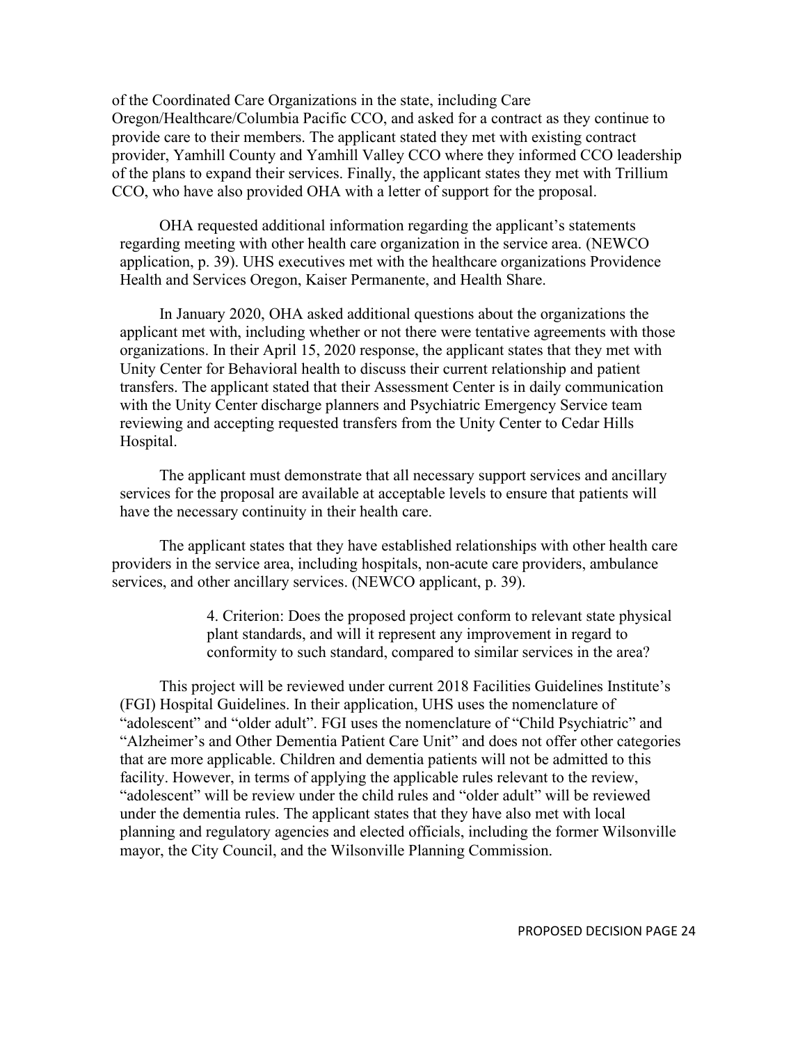of the Coordinated Care Organizations in the state, including Care Oregon/Healthcare/Columbia Pacific CCO, and asked for a contract as they continue to provide care to their members. The applicant stated they met with existing contract provider, Yamhill County and Yamhill Valley CCO where they informed CCO leadership of the plans to expand their services. Finally, the applicant states they met with Trillium CCO, who have also provided OHA with a letter of support for the proposal.

OHA requested additional information regarding the applicant's statements regarding meeting with other health care organization in the service area. (NEWCO application, p. 39). UHS executives met with the healthcare organizations Providence Health and Services Oregon, Kaiser Permanente, and Health Share.

In January 2020, OHA asked additional questions about the organizations the applicant met with, including whether or not there were tentative agreements with those organizations. In their April 15, 2020 response, the applicant states that they met with Unity Center for Behavioral health to discuss their current relationship and patient transfers. The applicant stated that their Assessment Center is in daily communication with the Unity Center discharge planners and Psychiatric Emergency Service team reviewing and accepting requested transfers from the Unity Center to Cedar Hills Hospital.

The applicant must demonstrate that all necessary support services and ancillary services for the proposal are available at acceptable levels to ensure that patients will have the necessary continuity in their health care.

The applicant states that they have established relationships with other health care providers in the service area, including hospitals, non-acute care providers, ambulance services, and other ancillary services. (NEWCO applicant, p. 39).

> 4. Criterion: Does the proposed project conform to relevant state physical plant standards, and will it represent any improvement in regard to conformity to such standard, compared to similar services in the area?

This project will be reviewed under current 2018 Facilities Guidelines Institute's (FGI) Hospital Guidelines. In their application, UHS uses the nomenclature of "adolescent" and "older adult". FGI uses the nomenclature of "Child Psychiatric" and "Alzheimer's and Other Dementia Patient Care Unit" and does not offer other categories that are more applicable. Children and dementia patients will not be admitted to this facility. However, in terms of applying the applicable rules relevant to the review, "adolescent" will be review under the child rules and "older adult" will be reviewed under the dementia rules. The applicant states that they have also met with local planning and regulatory agencies and elected officials, including the former Wilsonville mayor, the City Council, and the Wilsonville Planning Commission.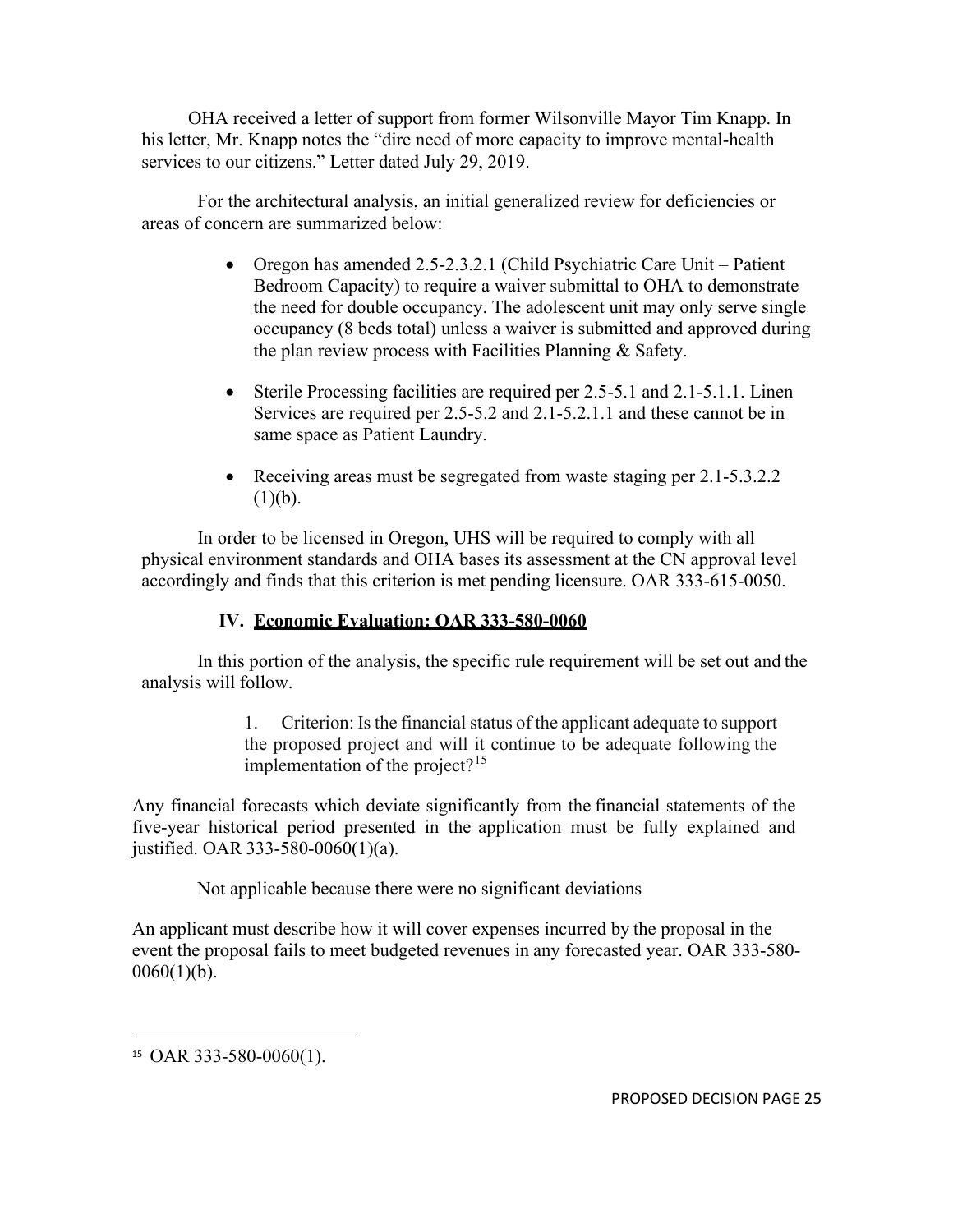OHA received a letter of support from former Wilsonville Mayor Tim Knapp. In his letter, Mr. Knapp notes the "dire need of more capacity to improve mental-health services to our citizens." Letter dated July 29, 2019.

For the architectural analysis, an initial generalized review for deficiencies or areas of concern are summarized below:

- Oregon has amended 2.5-2.3.2.1 (Child Psychiatric Care Unit – Patient Bedroom Capacity) to require a waiver submittal to OHA to demonstrate the need for double occupancy. The adolescent unit may only serve single occupancy (8 beds total) unless a waiver is submitted and approved during the plan review process with Facilities Planning & Safety.

- Sterile Processing facilities are required per 2.5-5.1 and 2.1-5.1.1. Linen Services are required per 2.5-5.2 and 2.1-5.2.1.1 and these cannot be in same space as Patient Laundry.

- Receiving areas must be segregated from waste staging per 2.1-5.3.2.2 (1)(b).

In order to be licensed in Oregon, UHS will be required to comply with all physical environment standards and OHA bases its assessment at the CN approval level accordingly and finds that this criterion is met pending licensure. OAR 333-615-0050.

## IV. Economic Evaluation: OAR 333-580-0060

In this portion of the analysis, the specific rule requirement will be set out and the analysis will follow.

> 1. Criterion: Is the financial status of the applicant adequate to support the proposed project and will it continue to be adequate following the implementation of the project?[15]

Any financial forecasts which deviate significantly from the financial statements of the five-year historical period presented in the application must be fully explained and justified. OAR 333-580-0060(1)(a).

Not applicable because there were no significant deviations

An applicant must describe how it will cover expenses incurred by the proposal in the event the proposal fails to meet budgeted revenues in any forecasted year. OAR 333-580-0060(1)(b).

---

[15] OAR 333-580-0060(1).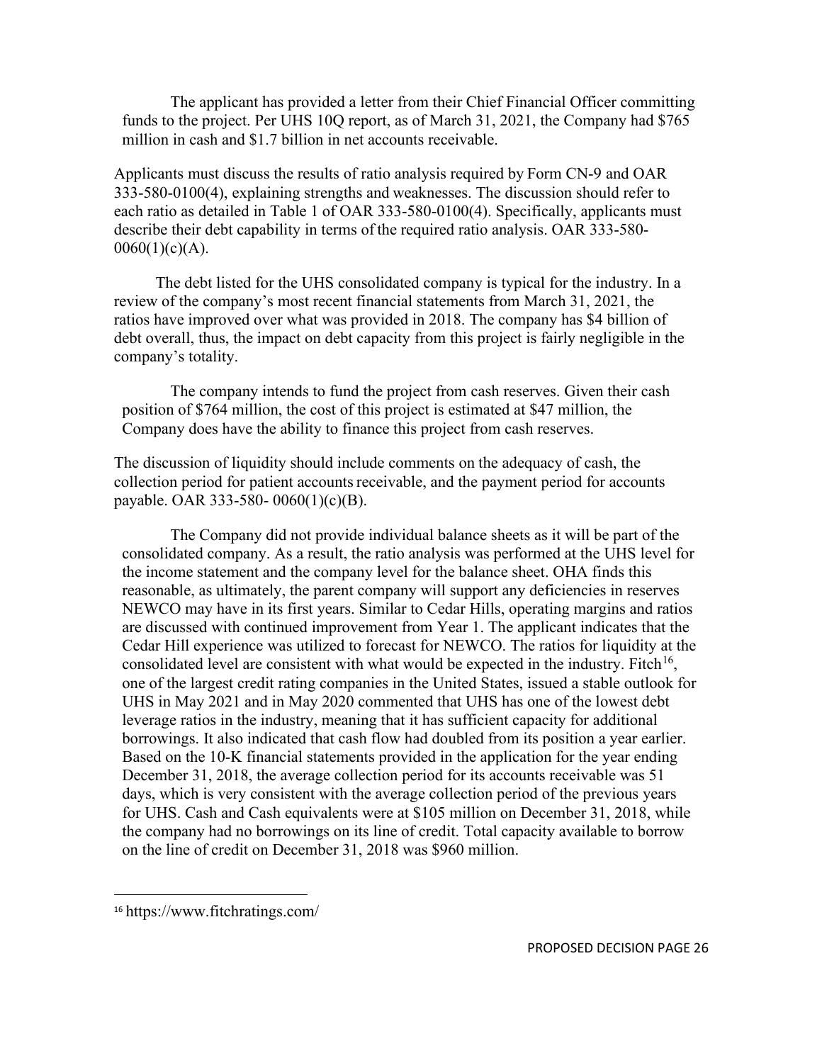The applicant has provided a letter from their Chief Financial Officer committing funds to the project. Per UHS 10Q report, as of March 31, 2021, the Company had $765 million in cash and $1.7 billion in net accounts receivable.

Applicants must discuss the results of ratio analysis required by Form CN-9 and OAR 333-580-0100(4), explaining strengths and weaknesses. The discussion should refer to each ratio as detailed in Table 1 of OAR 333-580-0100(4). Specifically, applicants must describe their debt capability in terms of the required ratio analysis. OAR 333-580-0060(1)(c)(A).

The debt listed for the UHS consolidated company is typical for the industry. In a review of the company's most recent financial statements from March 31, 2021, the ratios have improved over what was provided in 2018. The company has $4 billion of debt overall, thus, the impact on debt capacity from this project is fairly negligible in the company's totality.

The company intends to fund the project from cash reserves. Given their cash position of $764 million, the cost of this project is estimated at $47 million, the Company does have the ability to finance this project from cash reserves.

The discussion of liquidity should include comments on the adequacy of cash, the collection period for patient accounts receivable, and the payment period for accounts payable. OAR 333-580- 0060(1)(c)(B).

The Company did not provide individual balance sheets as it will be part of the consolidated company. As a result, the ratio analysis was performed at the UHS level for the income statement and the company level for the balance sheet. OHA finds this reasonable, as ultimately, the parent company will support any deficiencies in reserves NEWCO may have in its first years. Similar to Cedar Hills, operating margins and ratios are discussed with continued improvement from Year 1. The applicant indicates that the Cedar Hill experience was utilized to forecast for NEWCO. The ratios for liquidity at the consolidated level are consistent with what would be expected in the industry. Fitch[16], one of the largest credit rating companies in the United States, issued a stable outlook for UHS in May 2021 and in May 2020 commented that UHS has one of the lowest debt leverage ratios in the industry, meaning that it has sufficient capacity for additional borrowings. It also indicated that cash flow had doubled from its position a year earlier. Based on the 10-K financial statements provided in the application for the year ending December 31, 2018, the average collection period for its accounts receivable was 51 days, which is very consistent with the average collection period of the previous years for UHS. Cash and Cash equivalents were at $105 million on December 31, 2018, while the company had no borrowings on its line of credit. Total capacity available to borrow on the line of credit on December 31, 2018 was $960 million.

---

[16] https://www.fitchratings.com/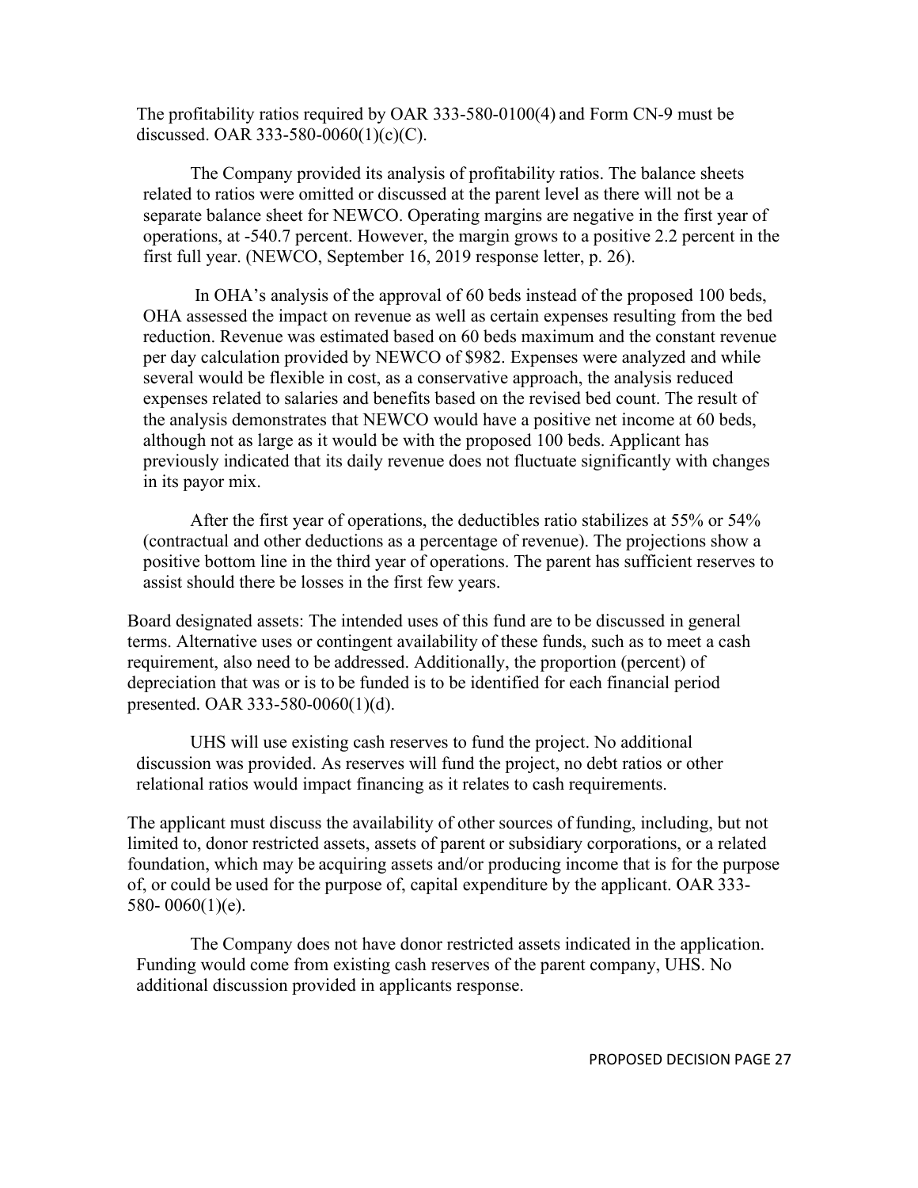The profitability ratios required by OAR 333-580-0100(4) and Form CN-9 must be discussed. OAR 333-580-0060(1)(c)(C).

The Company provided its analysis of profitability ratios. The balance sheets related to ratios were omitted or discussed at the parent level as there will not be a separate balance sheet for NEWCO. Operating margins are negative in the first year of operations, at -540.7 percent. However, the margin grows to a positive 2.2 percent in the first full year. (NEWCO, September 16, 2019 response letter, p. 26).

In OHA's analysis of the approval of 60 beds instead of the proposed 100 beds, OHA assessed the impact on revenue as well as certain expenses resulting from the bed reduction. Revenue was estimated based on 60 beds maximum and the constant revenue per day calculation provided by NEWCO of $982. Expenses were analyzed and while several would be flexible in cost, as a conservative approach, the analysis reduced expenses related to salaries and benefits based on the revised bed count. The result of the analysis demonstrates that NEWCO would have a positive net income at 60 beds, although not as large as it would be with the proposed 100 beds. Applicant has previously indicated that its daily revenue does not fluctuate significantly with changes in its payor mix.

After the first year of operations, the deductibles ratio stabilizes at 55% or 54% (contractual and other deductions as a percentage of revenue). The projections show a positive bottom line in the third year of operations. The parent has sufficient reserves to assist should there be losses in the first few years.

Board designated assets: The intended uses of this fund are to be discussed in general terms. Alternative uses or contingent availability of these funds, such as to meet a cash requirement, also need to be addressed. Additionally, the proportion (percent) of depreciation that was or is to be funded is to be identified for each financial period presented. OAR 333-580-0060(1)(d).

UHS will use existing cash reserves to fund the project. No additional discussion was provided. As reserves will fund the project, no debt ratios or other relational ratios would impact financing as it relates to cash requirements.

The applicant must discuss the availability of other sources of funding, including, but not limited to, donor restricted assets, assets of parent or subsidiary corporations, or a related foundation, which may be acquiring assets and/or producing income that is for the purpose of, or could be used for the purpose of, capital expenditure by the applicant. OAR 333-580- 0060(1)(e).

The Company does not have donor restricted assets indicated in the application. Funding would come from existing cash reserves of the parent company, UHS. No additional discussion provided in applicants response.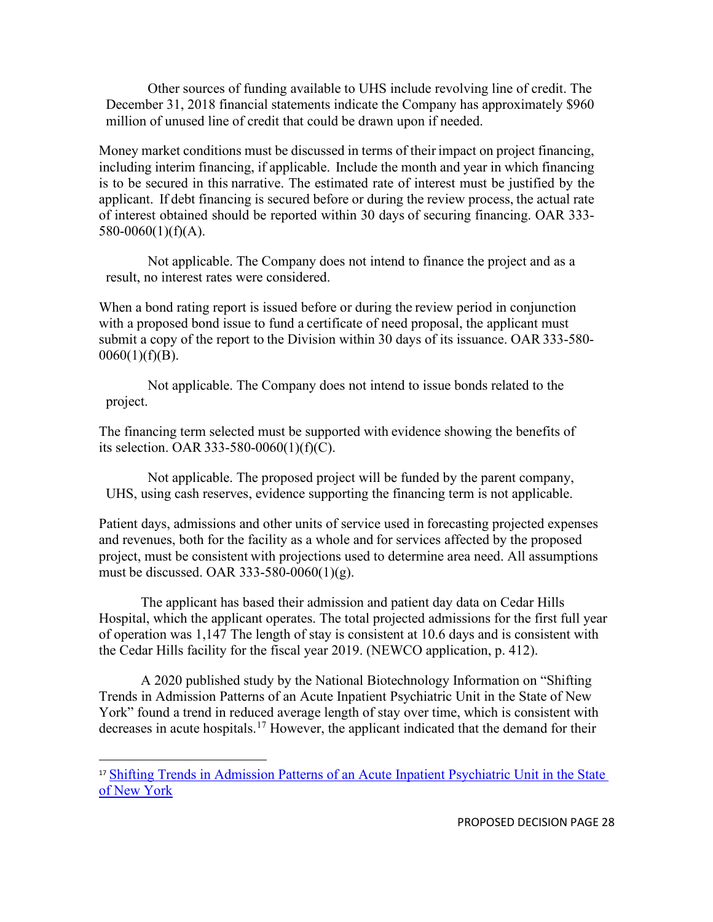Other sources of funding available to UHS include revolving line of credit. The December 31, 2018 financial statements indicate the Company has approximately $960 million of unused line of credit that could be drawn upon if needed.

Money market conditions must be discussed in terms of their impact on project financing, including interim financing, if applicable. Include the month and year in which financing is to be secured in this narrative. The estimated rate of interest must be justified by the applicant. If debt financing is secured before or during the review process, the actual rate of interest obtained should be reported within 30 days of securing financing. OAR 333-580-0060(1)(f)(A).

Not applicable. The Company does not intend to finance the project and as a result, no interest rates were considered.

When a bond rating report is issued before or during the review period in conjunction with a proposed bond issue to fund a certificate of need proposal, the applicant must submit a copy of the report to the Division within 30 days of its issuance. OAR 333-580-0060(1)(f)(B).

Not applicable. The Company does not intend to issue bonds related to the project.

The financing term selected must be supported with evidence showing the benefits of its selection. OAR 333-580-0060(1)(f)(C).

Not applicable. The proposed project will be funded by the parent company, UHS, using cash reserves, evidence supporting the financing term is not applicable.

Patient days, admissions and other units of service used in forecasting projected expenses and revenues, both for the facility as a whole and for services affected by the proposed project, must be consistent with projections used to determine area need. All assumptions must be discussed. OAR 333-580-0060(1)(g).

The applicant has based their admission and patient day data on Cedar Hills Hospital, which the applicant operates. The total projected admissions for the first full year of operation was 1,147 The length of stay is consistent at 10.6 days and is consistent with the Cedar Hills facility for the fiscal year 2019. (NEWCO application, p. 412).

A 2020 published study by the National Biotechnology Information on "Shifting Trends in Admission Patterns of an Acute Inpatient Psychiatric Unit in the State of New York" found a trend in reduced average length of stay over time, which is consistent with decreases in acute hospitals.[17] However, the applicant indicated that the demand for their

[17] Shifting Trends in Admission Patterns of an Acute Inpatient Psychiatric Unit in the State of New York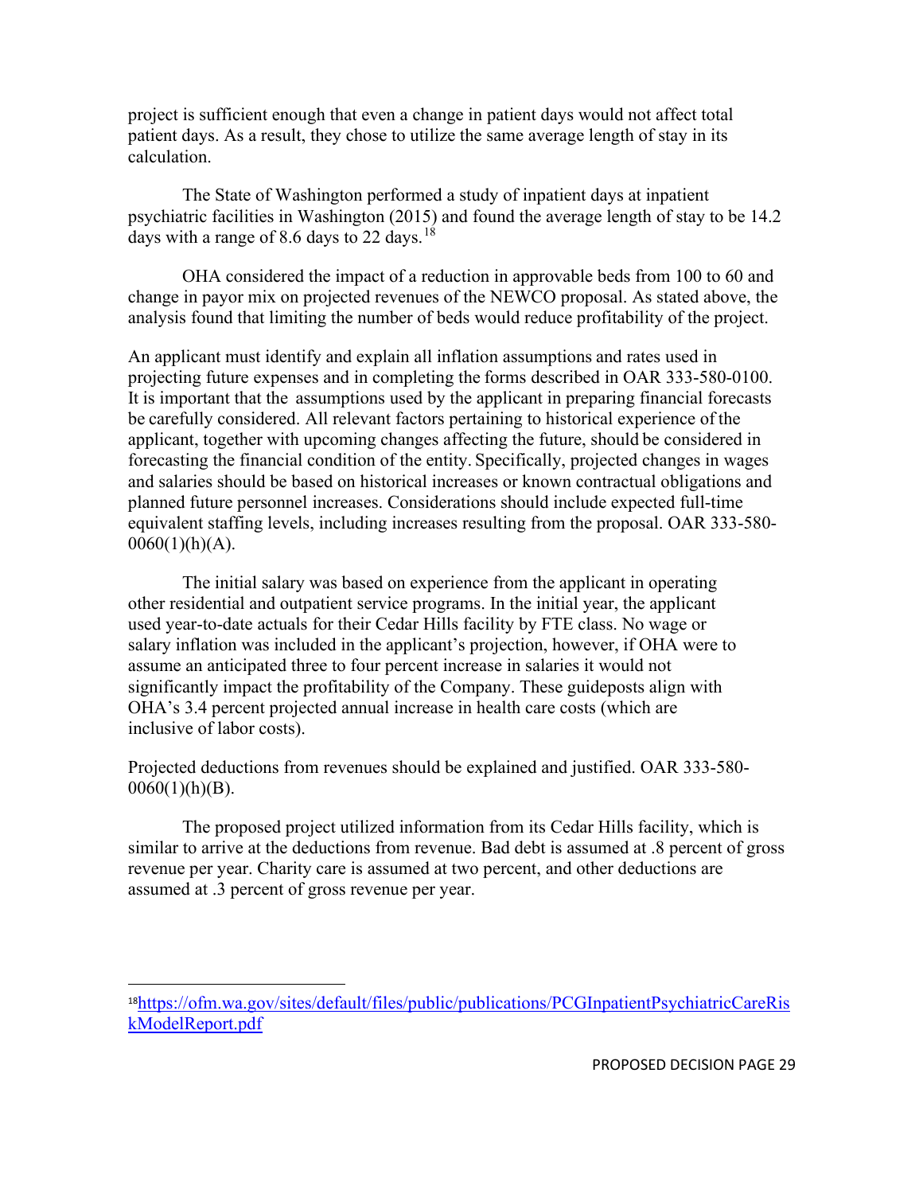project is sufficient enough that even a change in patient days would not affect total patient days. As a result, they chose to utilize the same average length of stay in its calculation.

The State of Washington performed a study of inpatient days at inpatient psychiatric facilities in Washington (2015) and found the average length of stay to be 14.2 days with a range of 8.6 days to 22 days.[18]

OHA considered the impact of a reduction in approvable beds from 100 to 60 and change in payor mix on projected revenues of the NEWCO proposal. As stated above, the analysis found that limiting the number of beds would reduce profitability of the project.

An applicant must identify and explain all inflation assumptions and rates used in projecting future expenses and in completing the forms described in OAR 333-580-0100. It is important that the assumptions used by the applicant in preparing financial forecasts be carefully considered. All relevant factors pertaining to historical experience of the applicant, together with upcoming changes affecting the future, should be considered in forecasting the financial condition of the entity. Specifically, projected changes in wages and salaries should be based on historical increases or known contractual obligations and planned future personnel increases. Considerations should include expected full-time equivalent staffing levels, including increases resulting from the proposal. OAR 333-580-0060(1)(h)(A).

The initial salary was based on experience from the applicant in operating other residential and outpatient service programs. In the initial year, the applicant used year-to-date actuals for their Cedar Hills facility by FTE class. No wage or salary inflation was included in the applicant's projection, however, if OHA were to assume an anticipated three to four percent increase in salaries it would not significantly impact the profitability of the Company. These guideposts align with OHA's 3.4 percent projected annual increase in health care costs (which are inclusive of labor costs).

Projected deductions from revenues should be explained and justified. OAR 333-580-0060(1)(h)(B).

The proposed project utilized information from its Cedar Hills facility, which is similar to arrive at the deductions from revenue. Bad debt is assumed at .8 percent of gross revenue per year. Charity care is assumed at two percent, and other deductions are assumed at .3 percent of gross revenue per year.

---

[18] https://ofm.wa.gov/sites/default/files/public/publications/PCGInpatientPsychiatricCareRiskModelReport.pdf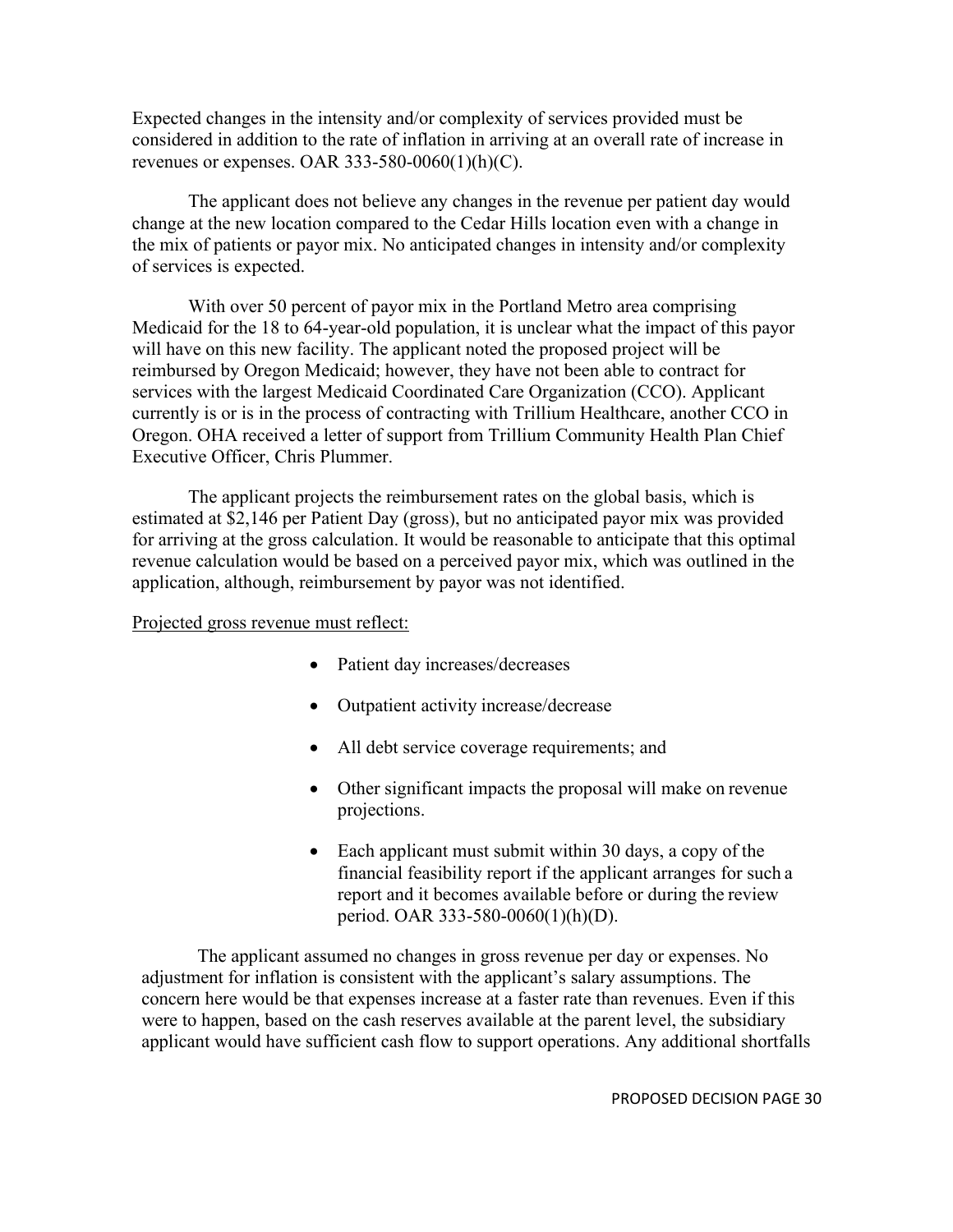Expected changes in the intensity and/or complexity of services provided must be considered in addition to the rate of inflation in arriving at an overall rate of increase in revenues or expenses. OAR 333-580-0060(1)(h)(C).

The applicant does not believe any changes in the revenue per patient day would change at the new location compared to the Cedar Hills location even with a change in the mix of patients or payor mix. No anticipated changes in intensity and/or complexity of services is expected.

With over 50 percent of payor mix in the Portland Metro area comprising Medicaid for the 18 to 64-year-old population, it is unclear what the impact of this payor will have on this new facility. The applicant noted the proposed project will be reimbursed by Oregon Medicaid; however, they have not been able to contract for services with the largest Medicaid Coordinated Care Organization (CCO). Applicant currently is or is in the process of contracting with Trillium Healthcare, another CCO in Oregon. OHA received a letter of support from Trillium Community Health Plan Chief Executive Officer, Chris Plummer.

The applicant projects the reimbursement rates on the global basis, which is estimated at $2,146 per Patient Day (gross), but no anticipated payor mix was provided for arriving at the gross calculation. It would be reasonable to anticipate that this optimal revenue calculation would be based on a perceived payor mix, which was outlined in the application, although, reimbursement by payor was not identified.

<u>Projected gross revenue must reflect:</u>

- Patient day increases/decreases
- Outpatient activity increase/decrease
- All debt service coverage requirements; and
- Other significant impacts the proposal will make on revenue projections.
- Each applicant must submit within 30 days, a copy of the financial feasibility report if the applicant arranges for such a report and it becomes available before or during the review period. OAR 333-580-0060(1)(h)(D).

The applicant assumed no changes in gross revenue per day or expenses. No adjustment for inflation is consistent with the applicant's salary assumptions. The concern here would be that expenses increase at a faster rate than revenues. Even if this were to happen, based on the cash reserves available at the parent level, the subsidiary applicant would have sufficient cash flow to support operations. Any additional shortfalls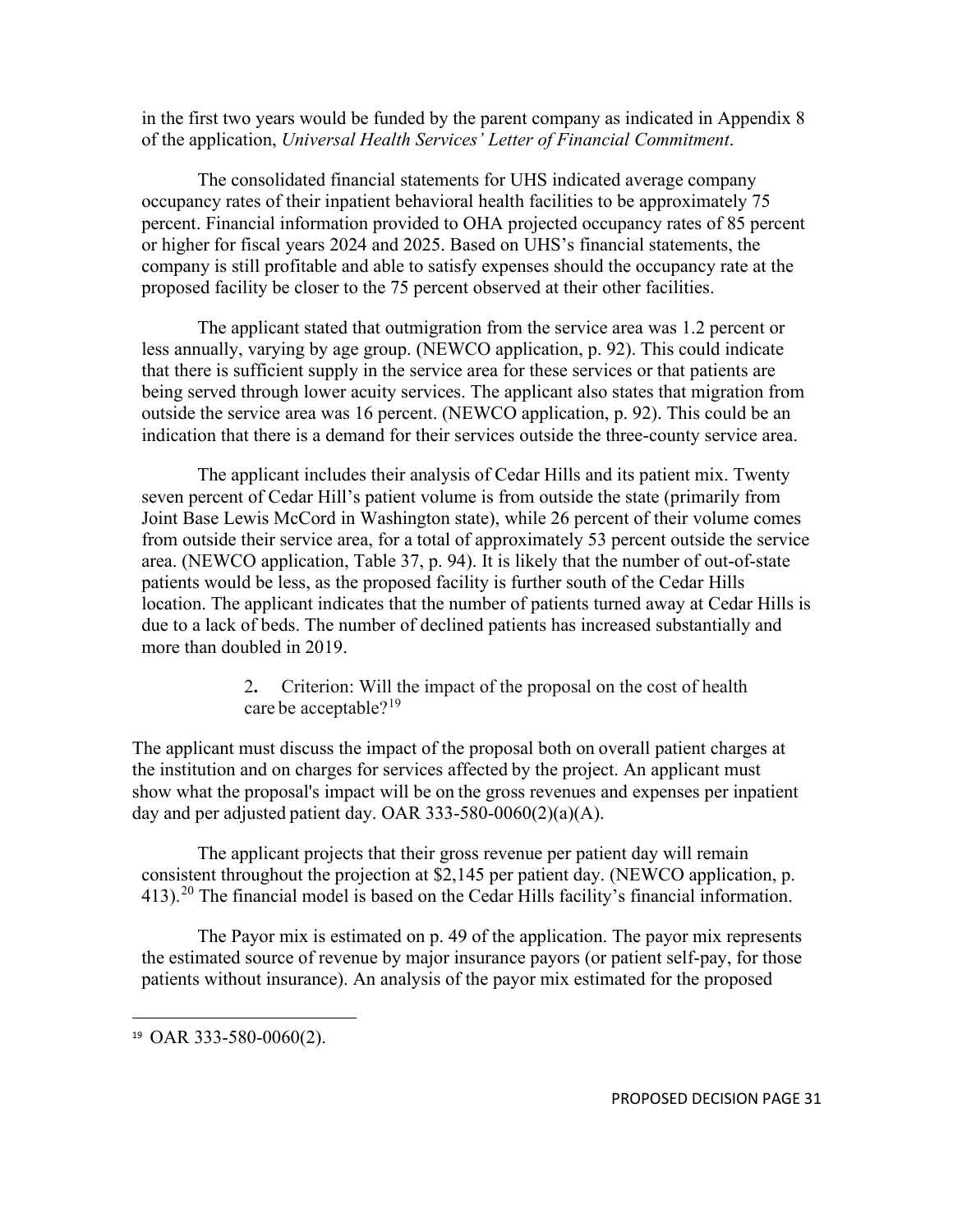in the first two years would be funded by the parent company as indicated in Appendix 8 of the application, *Universal Health Services' Letter of Financial Commitment*.

The consolidated financial statements for UHS indicated average company occupancy rates of their inpatient behavioral health facilities to be approximately 75 percent. Financial information provided to OHA projected occupancy rates of 85 percent or higher for fiscal years 2024 and 2025. Based on UHS's financial statements, the company is still profitable and able to satisfy expenses should the occupancy rate at the proposed facility be closer to the 75 percent observed at their other facilities.

The applicant stated that outmigration from the service area was 1.2 percent or less annually, varying by age group. (NEWCO application, p. 92). This could indicate that there is sufficient supply in the service area for these services or that patients are being served through lower acuity services. The applicant also states that migration from outside the service area was 16 percent. (NEWCO application, p. 92). This could be an indication that there is a demand for their services outside the three-county service area.

The applicant includes their analysis of Cedar Hills and its patient mix. Twenty seven percent of Cedar Hill's patient volume is from outside the state (primarily from Joint Base Lewis McCord in Washington state), while 26 percent of their volume comes from outside their service area, for a total of approximately 53 percent outside the service area. (NEWCO application, Table 37, p. 94). It is likely that the number of out-of-state patients would be less, as the proposed facility is further south of the Cedar Hills location. The applicant indicates that the number of patients turned away at Cedar Hills is due to a lack of beds. The number of declined patients has increased substantially and more than doubled in 2019.

2**.** Criterion: Will the impact of the proposal on the cost of health care be acceptable?[19]

The applicant must discuss the impact of the proposal both on overall patient charges at the institution and on charges for services affected by the project. An applicant must show what the proposal's impact will be on the gross revenues and expenses per inpatient day and per adjusted patient day. OAR 333-580-0060(2)(a)(A).

The applicant projects that their gross revenue per patient day will remain consistent throughout the projection at $2,145 per patient day. (NEWCO application, p. 413).[20] The financial model is based on the Cedar Hills facility's financial information.

The Payor mix is estimated on p. 49 of the application. The payor mix represents the estimated source of revenue by major insurance payors (or patient self-pay, for those patients without insurance). An analysis of the payor mix estimated for the proposed

[19] OAR 333-580-0060(2).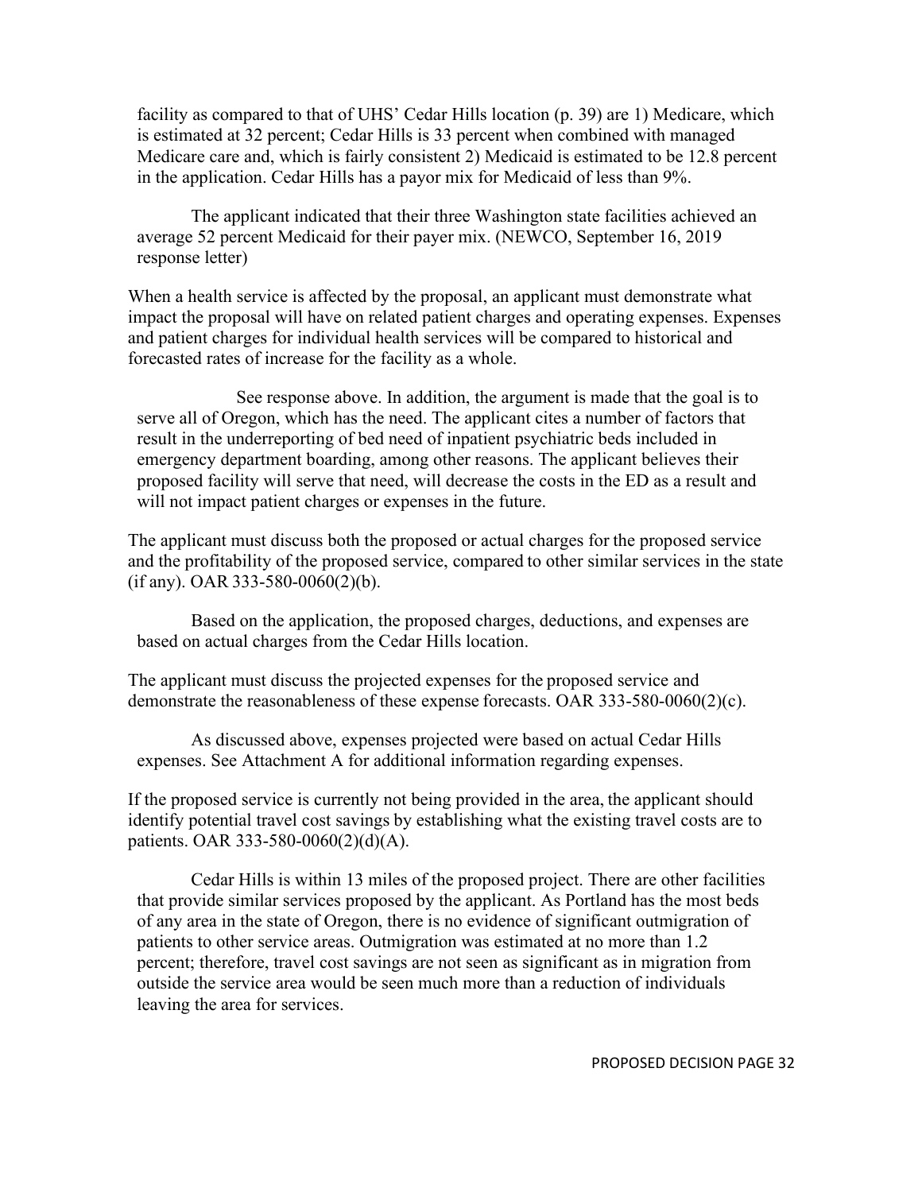facility as compared to that of UHS' Cedar Hills location (p. 39) are 1) Medicare, which is estimated at 32 percent; Cedar Hills is 33 percent when combined with managed Medicare care and, which is fairly consistent 2) Medicaid is estimated to be 12.8 percent in the application. Cedar Hills has a payor mix for Medicaid of less than 9%.

The applicant indicated that their three Washington state facilities achieved an average 52 percent Medicaid for their payer mix. (NEWCO, September 16, 2019 response letter)

When a health service is affected by the proposal, an applicant must demonstrate what impact the proposal will have on related patient charges and operating expenses. Expenses and patient charges for individual health services will be compared to historical and forecasted rates of increase for the facility as a whole.

See response above. In addition, the argument is made that the goal is to serve all of Oregon, which has the need. The applicant cites a number of factors that result in the underreporting of bed need of inpatient psychiatric beds included in emergency department boarding, among other reasons. The applicant believes their proposed facility will serve that need, will decrease the costs in the ED as a result and will not impact patient charges or expenses in the future.

The applicant must discuss both the proposed or actual charges for the proposed service and the profitability of the proposed service, compared to other similar services in the state (if any). OAR 333-580-0060(2)(b).

Based on the application, the proposed charges, deductions, and expenses are based on actual charges from the Cedar Hills location.

The applicant must discuss the projected expenses for the proposed service and demonstrate the reasonableness of these expense forecasts. OAR 333-580-0060(2)(c).

As discussed above, expenses projected were based on actual Cedar Hills expenses. See Attachment A for additional information regarding expenses.

If the proposed service is currently not being provided in the area, the applicant should identify potential travel cost savings by establishing what the existing travel costs are to patients. OAR 333-580-0060(2)(d)(A).

Cedar Hills is within 13 miles of the proposed project. There are other facilities that provide similar services proposed by the applicant. As Portland has the most beds of any area in the state of Oregon, there is no evidence of significant outmigration of patients to other service areas. Outmigration was estimated at no more than 1.2 percent; therefore, travel cost savings are not seen as significant as in migration from outside the service area would be seen much more than a reduction of individuals leaving the area for services.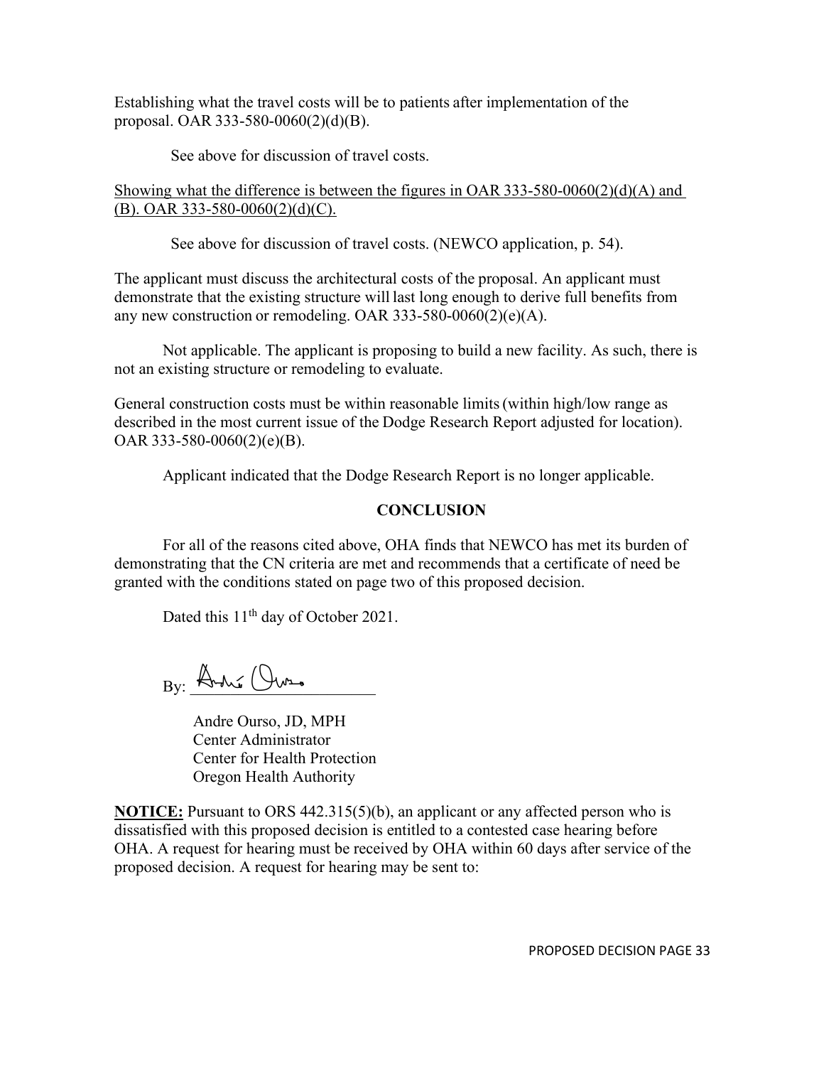Establishing what the travel costs will be to patients after implementation of the proposal. OAR 333-580-0060(2)(d)(B).

See above for discussion of travel costs.

Showing what the difference is between the figures in OAR 333-580-0060(2)(d)(A) and (B). OAR 333-580-0060(2)(d)(C).

See above for discussion of travel costs. (NEWCO application, p. 54).

The applicant must discuss the architectural costs of the proposal. An applicant must demonstrate that the existing structure will last long enough to derive full benefits from any new construction or remodeling. OAR 333-580-0060(2)(e)(A).

Not applicable. The applicant is proposing to build a new facility. As such, there is not an existing structure or remodeling to evaluate.

General construction costs must be within reasonable limits (within high/low range as described in the most current issue of the Dodge Research Report adjusted for location). OAR 333-580-0060(2)(e)(B).

Applicant indicated that the Dodge Research Report is no longer applicable.

## CONCLUSION

For all of the reasons cited above, OHA finds that NEWCO has met its burden of demonstrating that the CN criteria are met and recommends that a certificate of need be granted with the conditions stated on page two of this proposed decision.

Dated this 11th day of October 2021.

By: ______________________

Andre Ourso, JD, MPH
Center Administrator
Center for Health Protection
Oregon Health Authority

**NOTICE:** Pursuant to ORS 442.315(5)(b), an applicant or any affected person who is dissatisfied with this proposed decision is entitled to a contested case hearing before OHA. A request for hearing must be received by OHA within 60 days after service of the proposed decision. A request for hearing may be sent to: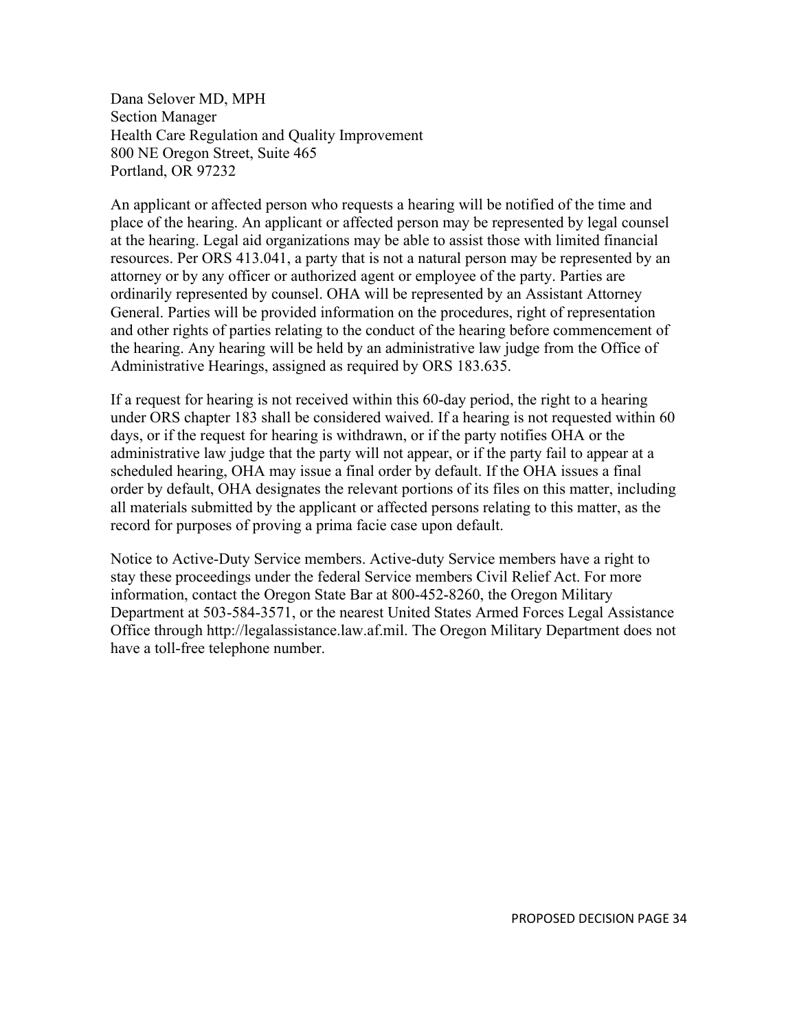Dana Selover MD, MPH
Section Manager
Health Care Regulation and Quality Improvement
800 NE Oregon Street, Suite 465
Portland, OR 97232

An applicant or affected person who requests a hearing will be notified of the time and place of the hearing. An applicant or affected person may be represented by legal counsel at the hearing. Legal aid organizations may be able to assist those with limited financial resources. Per ORS 413.041, a party that is not a natural person may be represented by an attorney or by any officer or authorized agent or employee of the party. Parties are ordinarily represented by counsel. OHA will be represented by an Assistant Attorney General. Parties will be provided information on the procedures, right of representation and other rights of parties relating to the conduct of the hearing before commencement of the hearing. Any hearing will be held by an administrative law judge from the Office of Administrative Hearings, assigned as required by ORS 183.635.

If a request for hearing is not received within this 60-day period, the right to a hearing under ORS chapter 183 shall be considered waived. If a hearing is not requested within 60 days, or if the request for hearing is withdrawn, or if the party notifies OHA or the administrative law judge that the party will not appear, or if the party fail to appear at a scheduled hearing, OHA may issue a final order by default. If the OHA issues a final order by default, OHA designates the relevant portions of its files on this matter, including all materials submitted by the applicant or affected persons relating to this matter, as the record for purposes of proving a prima facie case upon default.

Notice to Active-Duty Service members. Active-duty Service members have a right to stay these proceedings under the federal Service members Civil Relief Act. For more information, contact the Oregon State Bar at 800-452-8260, the Oregon Military Department at 503-584-3571, or the nearest United States Armed Forces Legal Assistance Office through http://legalassistance.law.af.mil. The Oregon Military Department does not have a toll-free telephone number.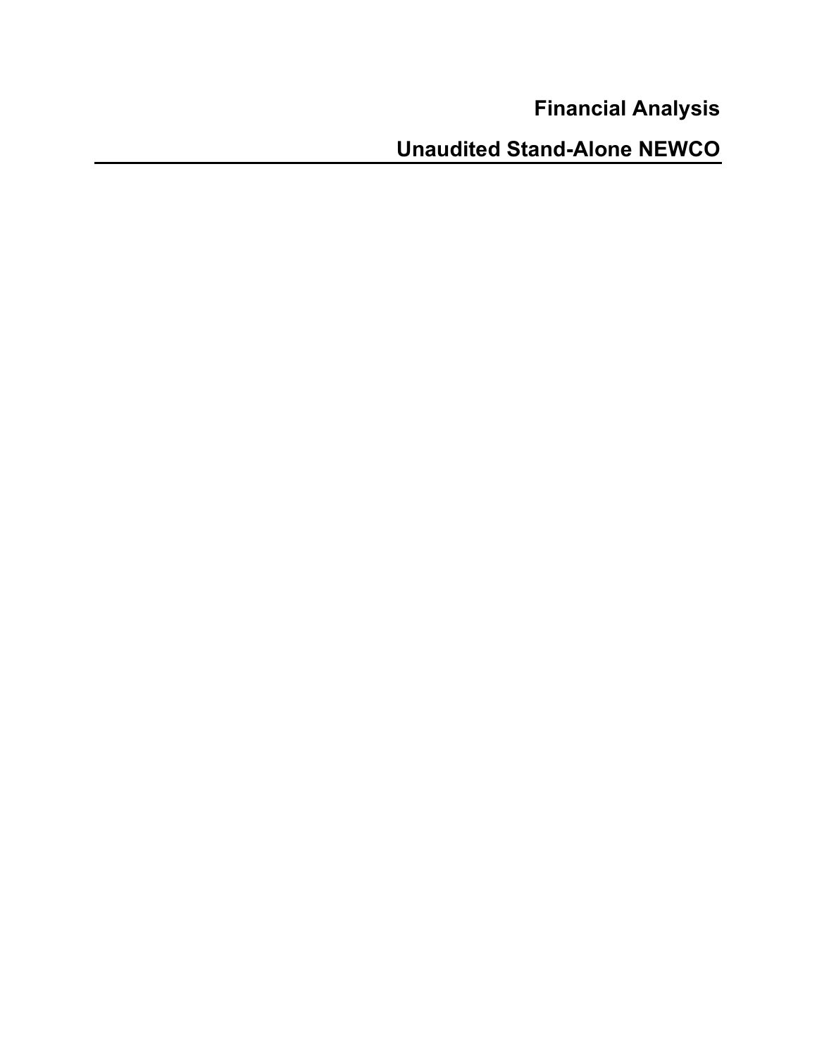# Financial Analysis

## Unaudited Stand-Alone NEWCO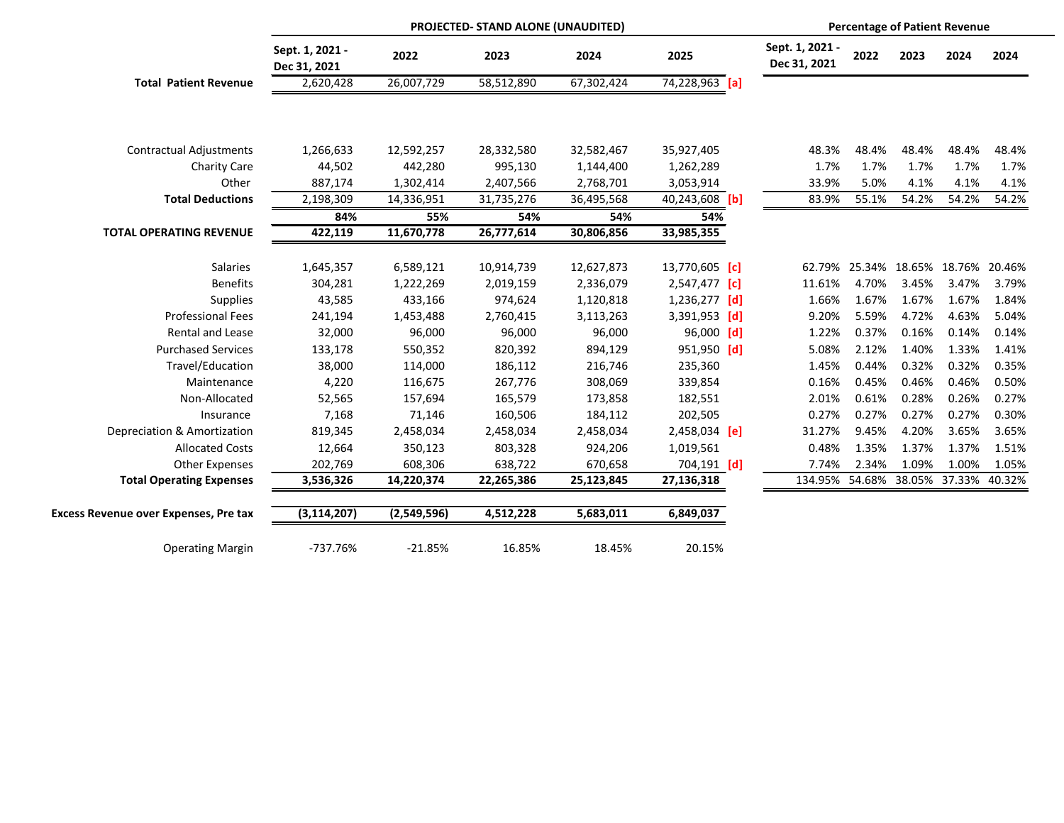| | PROJECTED- STAND ALONE (UNAUDITED) | | | | | | Percentage of Patient Revenue | | | | |
|---|---|---|---|---|---|---|---|---|---|---|---|
| | Sept. 1, 2021 - Dec 31, 2021 | 2022 | 2023 | 2024 | 2025 | | Sept. 1, 2021 - Dec 31, 2021 | 2022 | 2023 | 2024 | 2024 |
| **Total Patient Revenue** | 2,620,428 | 26,007,729 | 58,512,890 | 67,302,424 | 74,228,963 | [a] | | | | | |
| Contractual Adjustments | 1,266,633 | 12,592,257 | 28,332,580 | 32,582,467 | 35,927,405 | | 48.3% | 48.4% | 48.4% | 48.4% | 48.4% |
| Charity Care | 44,502 | 442,280 | 995,130 | 1,144,400 | 1,262,289 | | 1.7% | 1.7% | 1.7% | 1.7% | 1.7% |
| Other | 887,174 | 1,302,414 | 2,407,566 | 2,768,701 | 3,053,914 | | 33.9% | 5.0% | 4.1% | 4.1% | 4.1% |
| **Total Deductions** | 2,198,309 | 14,336,951 | 31,735,276 | 36,495,568 | 40,243,608 | [b] | 83.9% | 55.1% | 54.2% | 54.2% | 54.2% |
| | **84%** | **55%** | **54%** | **54%** | **54%** | | | | | | |
| **TOTAL OPERATING REVENUE** | **422,119** | **11,670,778** | **26,777,614** | **30,806,856** | **33,985,355** | | | | | | |
| Salaries | 1,645,357 | 6,589,121 | 10,914,739 | 12,627,873 | 13,770,605 | [c] | 62.79% | 25.34% | 18.65% | 18.76% | 20.46% |
| Benefits | 304,281 | 1,222,269 | 2,019,159 | 2,336,079 | 2,547,477 | [c] | 11.61% | 4.70% | 3.45% | 3.47% | 3.79% |
| Supplies | 43,585 | 433,166 | 974,624 | 1,120,818 | 1,236,277 | [d] | 1.66% | 1.67% | 1.67% | 1.67% | 1.84% |
| Professional Fees | 241,194 | 1,453,488 | 2,760,415 | 3,113,263 | 3,391,953 | [d] | 9.20% | 5.59% | 4.72% | 4.63% | 5.04% |
| Rental and Lease | 32,000 | 96,000 | 96,000 | 96,000 | 96,000 | [d] | 1.22% | 0.37% | 0.16% | 0.14% | 0.14% |
| Purchased Services | 133,178 | 550,352 | 820,392 | 894,129 | 951,950 | [d] | 5.08% | 2.12% | 1.40% | 1.33% | 1.41% |
| Travel/Education | 38,000 | 114,000 | 186,112 | 216,746 | 235,360 | | 1.45% | 0.44% | 0.32% | 0.32% | 0.35% |
| Maintenance | 4,220 | 116,675 | 267,776 | 308,069 | 339,854 | | 0.16% | 0.45% | 0.46% | 0.46% | 0.50% |
| Non-Allocated | 52,565 | 157,694 | 165,579 | 173,858 | 182,551 | | 2.01% | 0.61% | 0.28% | 0.26% | 0.27% |
| Insurance | 7,168 | 71,146 | 160,506 | 184,112 | 202,505 | | 0.27% | 0.27% | 0.27% | 0.27% | 0.30% |
| Depreciation & Amortization | 819,345 | 2,458,034 | 2,458,034 | 2,458,034 | 2,458,034 | [e] | 31.27% | 9.45% | 4.20% | 3.65% | 3.65% |
| Allocated Costs | 12,664 | 350,123 | 803,328 | 924,206 | 1,019,561 | | 0.48% | 1.35% | 1.37% | 1.37% | 1.51% |
| Other Expenses | 202,769 | 608,306 | 638,722 | 670,658 | 704,191 | [d] | 7.74% | 2.34% | 1.09% | 1.00% | 1.05% |
| **Total Operating Expenses** | **3,536,326** | **14,220,374** | **22,265,386** | **25,123,845** | **27,136,318** | | 134.95% | 54.68% | 38.05% | 37.33% | 40.32% |
| **Excess Revenue over Expenses, Pre tax** | **(3,114,207)** | **(2,549,596)** | **4,512,228** | **5,683,011** | **6,849,037** | | | | | | |
| Operating Margin | -737.76% | -21.85% | 16.85% | 18.45% | 20.15% | | | | | | |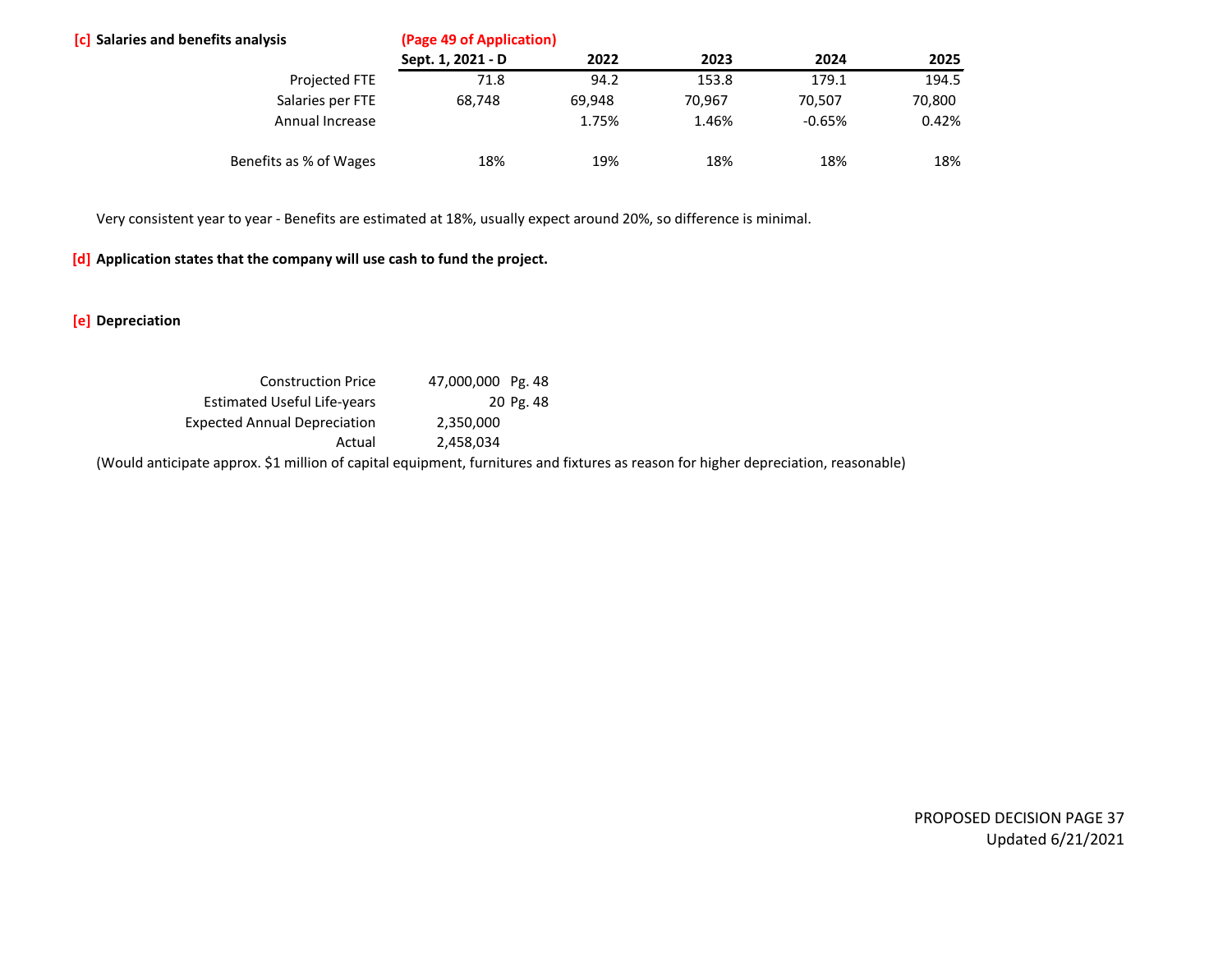**[c] Salaries and benefits analysis** **(Page 49 of Application)**

| | Sept. 1, 2021 - D | 2022 | 2023 | 2024 | 2025 |
|---|---|---|---|---|---|
| Projected FTE | 71.8 | 94.2 | 153.8 | 179.1 | 194.5 |
| Salaries per FTE | 68,748 | 69,948 | 70,967 | 70,507 | 70,800 |
| Annual Increase | | 1.75% | 1.46% | -0.65% | 0.42% |
| | | | | | |
| Benefits as % of Wages | 18% | 19% | 18% | 18% | 18% |

Very consistent year to year - Benefits are estimated at 18%, usually expect around 20%, so difference is minimal.

**[d] Application states that the company will use cash to fund the project.**

**[e] Depreciation**

| | | |
|---|---|---|
| Construction Price | 47,000,000 | Pg. 48 |
| Estimated Useful Life-years | 20 | Pg. 48 |
| Expected Annual Depreciation | 2,350,000 | |
| Actual | 2,458,034 | |

(Would anticipate approx. $1 million of capital equipment, furnitures and fixtures as reason for higher depreciation, reasonable)

PROPOSED DECISION PAGE 37
Updated 6/21/2021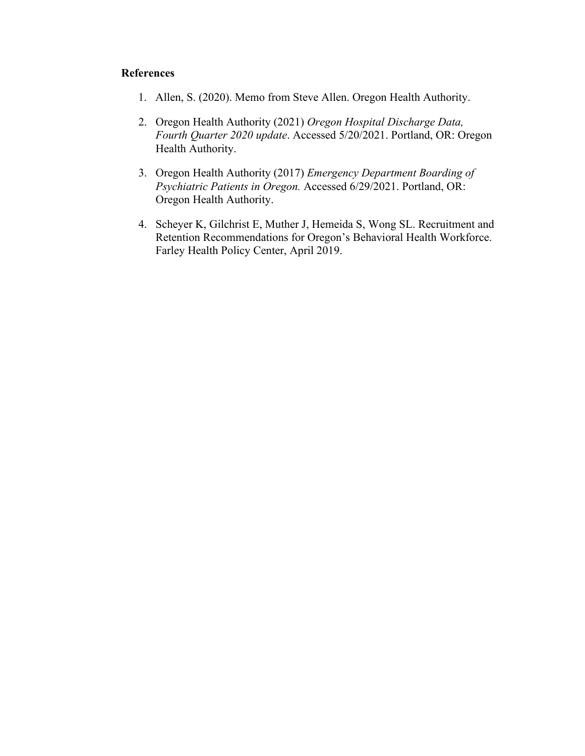**References**

1. Allen, S. (2020). Memo from Steve Allen. Oregon Health Authority.
2. Oregon Health Authority (2021) *Oregon Hospital Discharge Data, Fourth Quarter 2020 update*. Accessed 5/20/2021. Portland, OR: Oregon Health Authority.
3. Oregon Health Authority (2017) *Emergency Department Boarding of Psychiatric Patients in Oregon.* Accessed 6/29/2021. Portland, OR: Oregon Health Authority.
4. Scheyer K, Gilchrist E, Muther J, Hemeida S, Wong SL. Recruitment and Retention Recommendations for Oregon's Behavioral Health Workforce. Farley Health Policy Center, April 2019.